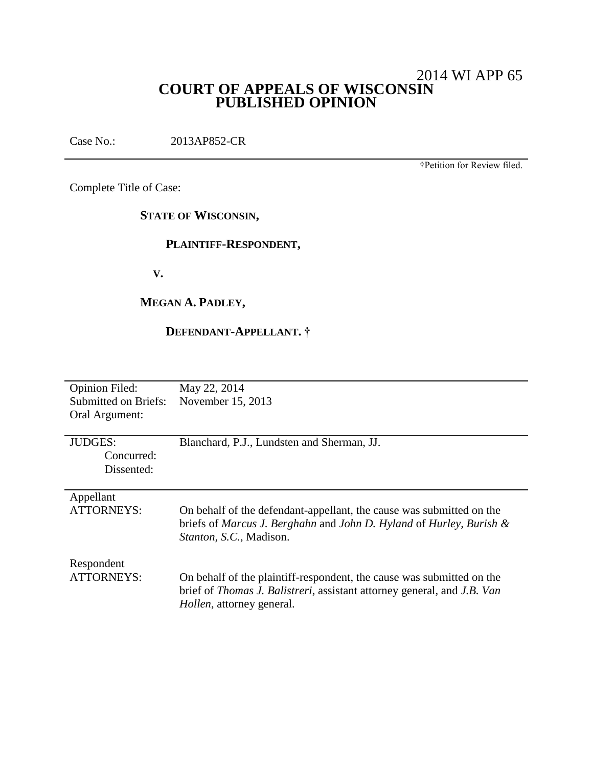2014 WI APP 65

# COURT OF APPEALS OF WISCONSIN
# PUBLISHED OPINION

Case No.: 2013AP852-CR

†Petition for Review filed.

Complete Title of Case:

**STATE OF WISCONSIN,**

**PLAINTIFF-RESPONDENT,**

**V.**

**MEGAN A. PADLEY,**

**DEFENDANT-APPELLANT. †**

| | |
|---|---|
| Opinion Filed: | May 22, 2014 |
| Submitted on Briefs: | November 15, 2013 |
| Oral Argument: | |

| | |
|---|---|
| JUDGES: | Blanchard, P.J., Lundsten and Sherman, JJ. |
| Concurred: | |
| Dissented: | |

| | |
|---|---|
| Appellant ATTORNEYS: | On behalf of the defendant-appellant, the cause was submitted on the briefs of *Marcus J. Berghahn* and *John D. Hyland* of *Hurley, Burish & Stanton, S.C.*, Madison. |
| Respondent ATTORNEYS: | On behalf of the plaintiff-respondent, the cause was submitted on the brief of *Thomas J. Balistreri*, assistant attorney general, and *J.B. Van Hollen*, attorney general. |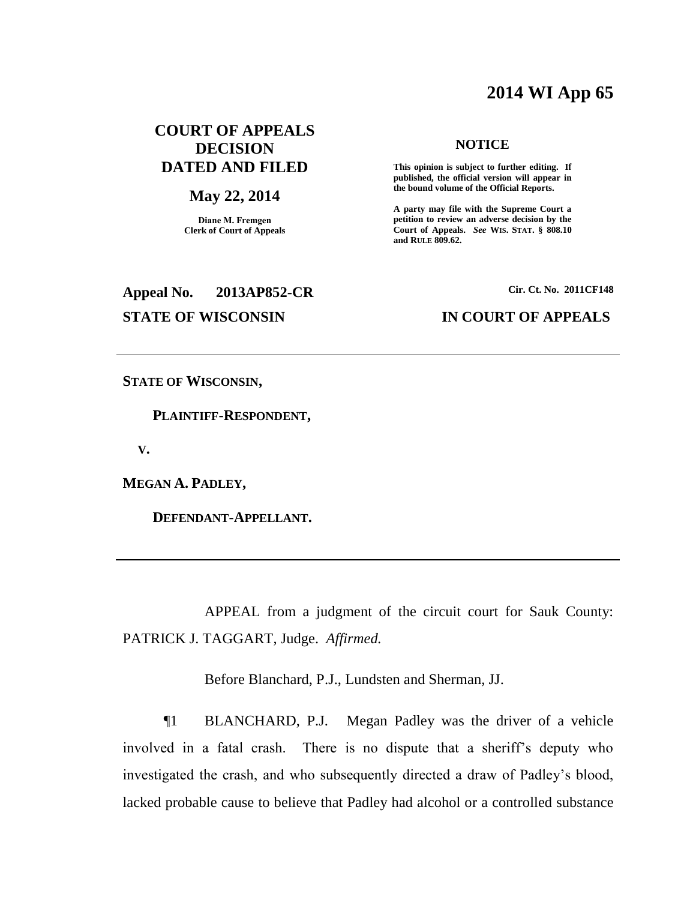# 2014 WI App 65

## COURT OF APPEALS DECISION DATED AND FILED

**May 22, 2014**

**Diane M. Fremgen**
**Clerk of Court of Appeals**

**NOTICE**

**This opinion is subject to further editing. If published, the official version will appear in the bound volume of the Official Reports.**

**A party may file with the Supreme Court a petition to review an adverse decision by the Court of Appeals. *See* WIS. STAT. § 808.10 and RULE 809.62.**

**Appeal No. 2013AP852-CR** | **Cir. Ct. No. 2011CF148**

**STATE OF WISCONSIN** | **IN COURT OF APPEALS**

---

**STATE OF WISCONSIN,**

**PLAINTIFF-RESPONDENT,**

**V.**

**MEGAN A. PADLEY,**

**DEFENDANT-APPELLANT.**

---

APPEAL from a judgment of the circuit court for Sauk County: PATRICK J. TAGGART, Judge. *Affirmed.*

Before Blanchard, P.J., Lundsten and Sherman, JJ.

¶1 BLANCHARD, P.J. Megan Padley was the driver of a vehicle involved in a fatal crash. There is no dispute that a sheriff's deputy who investigated the crash, and who subsequently directed a draw of Padley's blood, lacked probable cause to believe that Padley had alcohol or a controlled substance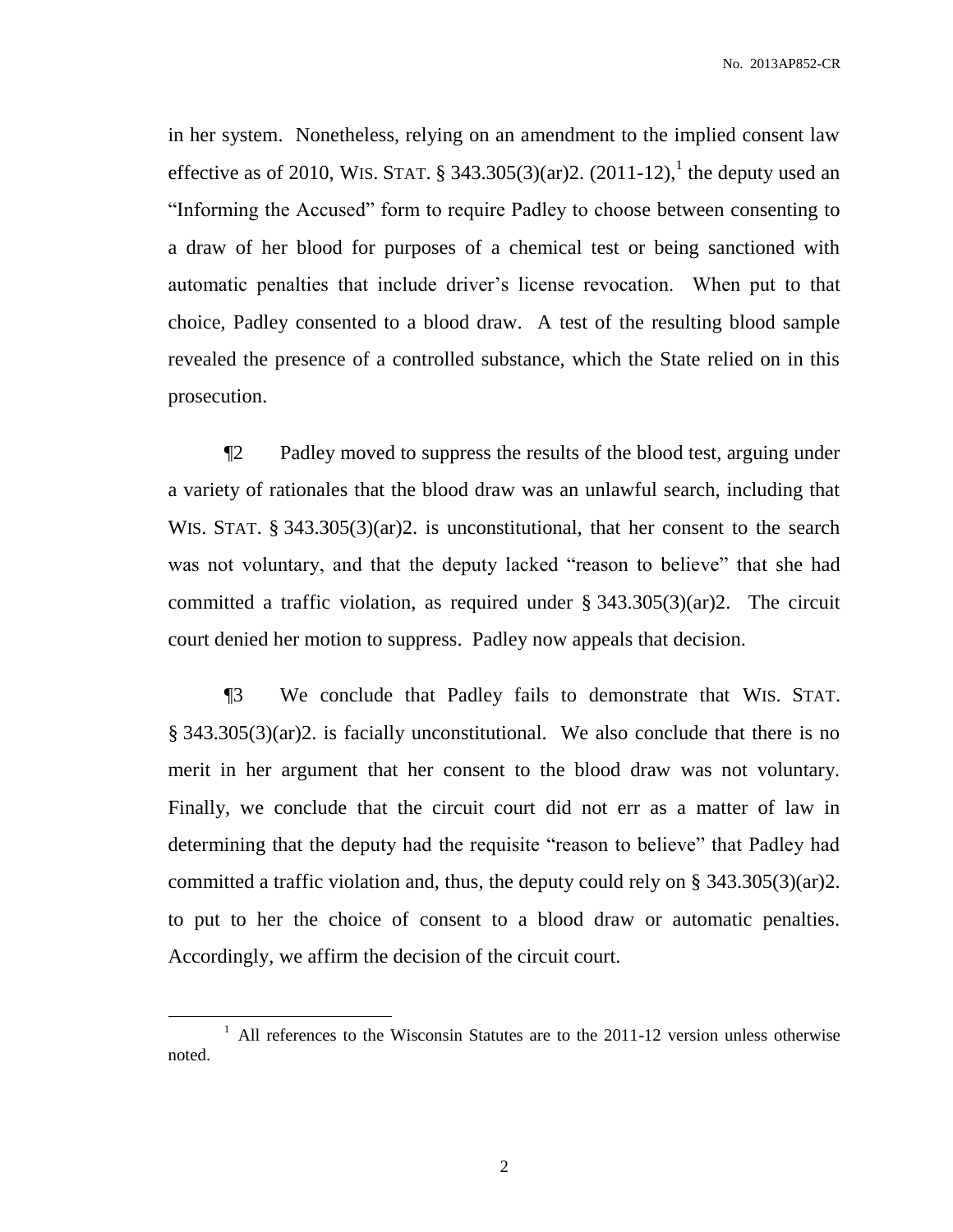in her system. Nonetheless, relying on an amendment to the implied consent law effective as of 2010, WIS. STAT. § 343.305(3)(ar)2. (2011-12),[1] the deputy used an "Informing the Accused" form to require Padley to choose between consenting to a draw of her blood for purposes of a chemical test or being sanctioned with automatic penalties that include driver's license revocation. When put to that choice, Padley consented to a blood draw. A test of the resulting blood sample revealed the presence of a controlled substance, which the State relied on in this prosecution.

¶2 Padley moved to suppress the results of the blood test, arguing under a variety of rationales that the blood draw was an unlawful search, including that WIS. STAT. § 343.305(3)(ar)2. is unconstitutional, that her consent to the search was not voluntary, and that the deputy lacked "reason to believe" that she had committed a traffic violation, as required under § 343.305(3)(ar)2. The circuit court denied her motion to suppress. Padley now appeals that decision.

¶3 We conclude that Padley fails to demonstrate that WIS. STAT. § 343.305(3)(ar)2. is facially unconstitutional. We also conclude that there is no merit in her argument that her consent to the blood draw was not voluntary. Finally, we conclude that the circuit court did not err as a matter of law in determining that the deputy had the requisite "reason to believe" that Padley had committed a traffic violation and, thus, the deputy could rely on § 343.305(3)(ar)2. to put to her the choice of consent to a blood draw or automatic penalties. Accordingly, we affirm the decision of the circuit court.

---

[1] All references to the Wisconsin Statutes are to the 2011-12 version unless otherwise noted.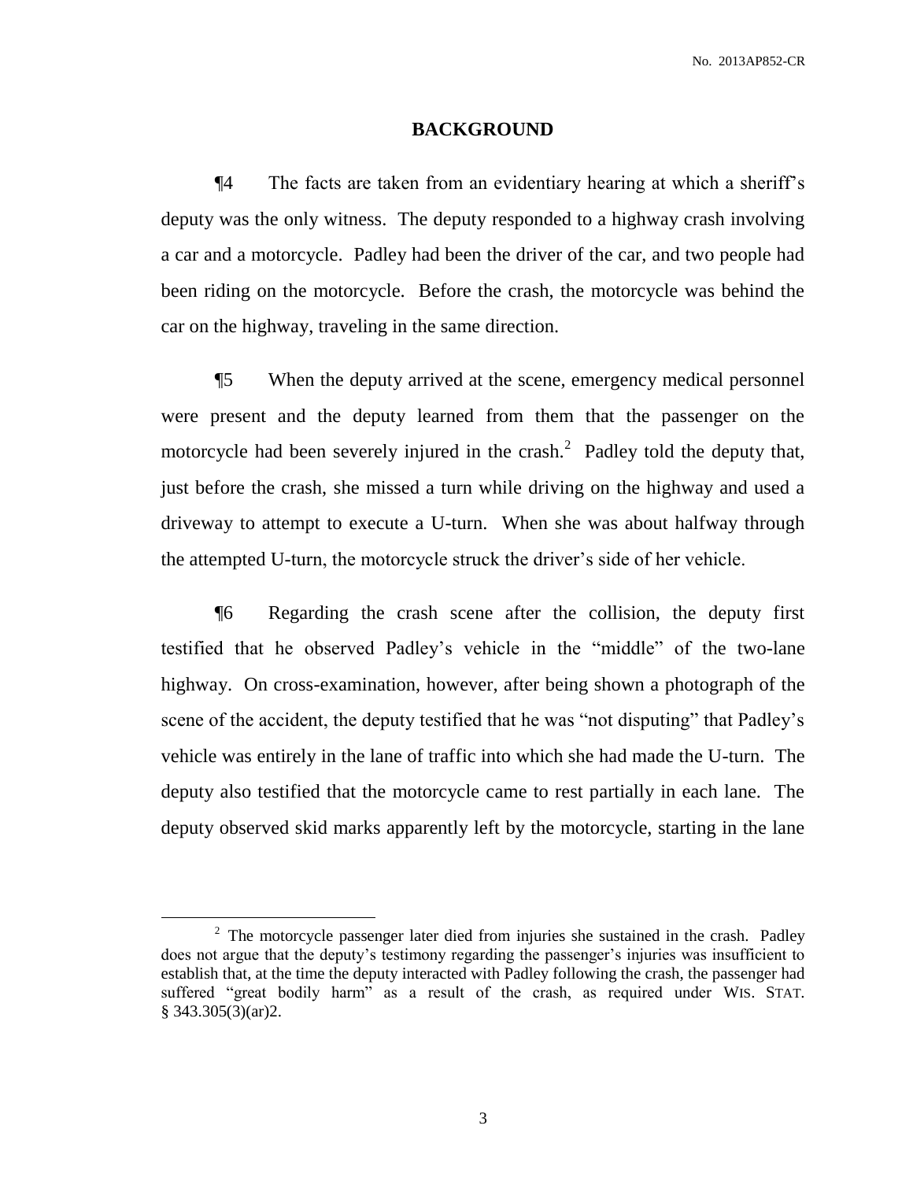## BACKGROUND

¶4 The facts are taken from an evidentiary hearing at which a sheriff's deputy was the only witness. The deputy responded to a highway crash involving a car and a motorcycle. Padley had been the driver of the car, and two people had been riding on the motorcycle. Before the crash, the motorcycle was behind the car on the highway, traveling in the same direction.

¶5 When the deputy arrived at the scene, emergency medical personnel were present and the deputy learned from them that the passenger on the motorcycle had been severely injured in the crash.[2] Padley told the deputy that, just before the crash, she missed a turn while driving on the highway and used a driveway to attempt to execute a U-turn. When she was about halfway through the attempted U-turn, the motorcycle struck the driver's side of her vehicle.

¶6 Regarding the crash scene after the collision, the deputy first testified that he observed Padley's vehicle in the "middle" of the two-lane highway. On cross-examination, however, after being shown a photograph of the scene of the accident, the deputy testified that he was "not disputing" that Padley's vehicle was entirely in the lane of traffic into which she had made the U-turn. The deputy also testified that the motorcycle came to rest partially in each lane. The deputy observed skid marks apparently left by the motorcycle, starting in the lane

---

[2] The motorcycle passenger later died from injuries she sustained in the crash. Padley does not argue that the deputy's testimony regarding the passenger's injuries was insufficient to establish that, at the time the deputy interacted with Padley following the crash, the passenger had suffered "great bodily harm" as a result of the crash, as required under WIS. STAT. § 343.305(3)(ar)2.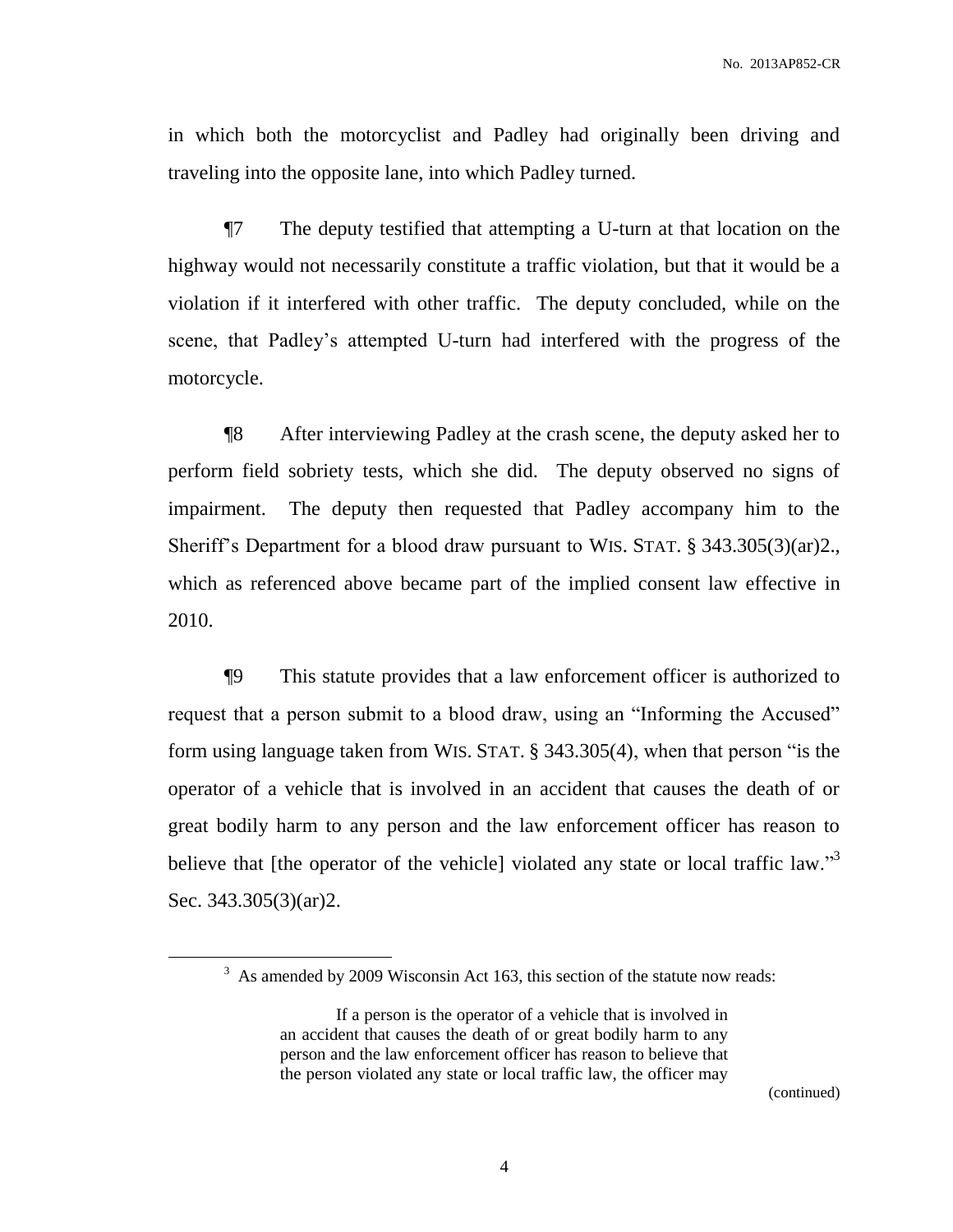in which both the motorcyclist and Padley had originally been driving and traveling into the opposite lane, into which Padley turned.

¶7 The deputy testified that attempting a U-turn at that location on the highway would not necessarily constitute a traffic violation, but that it would be a violation if it interfered with other traffic. The deputy concluded, while on the scene, that Padley's attempted U-turn had interfered with the progress of the motorcycle.

¶8 After interviewing Padley at the crash scene, the deputy asked her to perform field sobriety tests, which she did. The deputy observed no signs of impairment. The deputy then requested that Padley accompany him to the Sheriff's Department for a blood draw pursuant to WIS. STAT. § 343.305(3)(ar)2., which as referenced above became part of the implied consent law effective in 2010.

¶9 This statute provides that a law enforcement officer is authorized to request that a person submit to a blood draw, using an "Informing the Accused" form using language taken from WIS. STAT. § 343.305(4), when that person "is the operator of a vehicle that is involved in an accident that causes the death of or great bodily harm to any person and the law enforcement officer has reason to believe that [the operator of the vehicle] violated any state or local traffic law."[3] Sec. 343.305(3)(ar)2.

---

[3] As amended by 2009 Wisconsin Act 163, this section of the statute now reads:

> If a person is the operator of a vehicle that is involved in an accident that causes the death of or great bodily harm to any person and the law enforcement officer has reason to believe that the person violated any state or local traffic law, the officer may

(continued)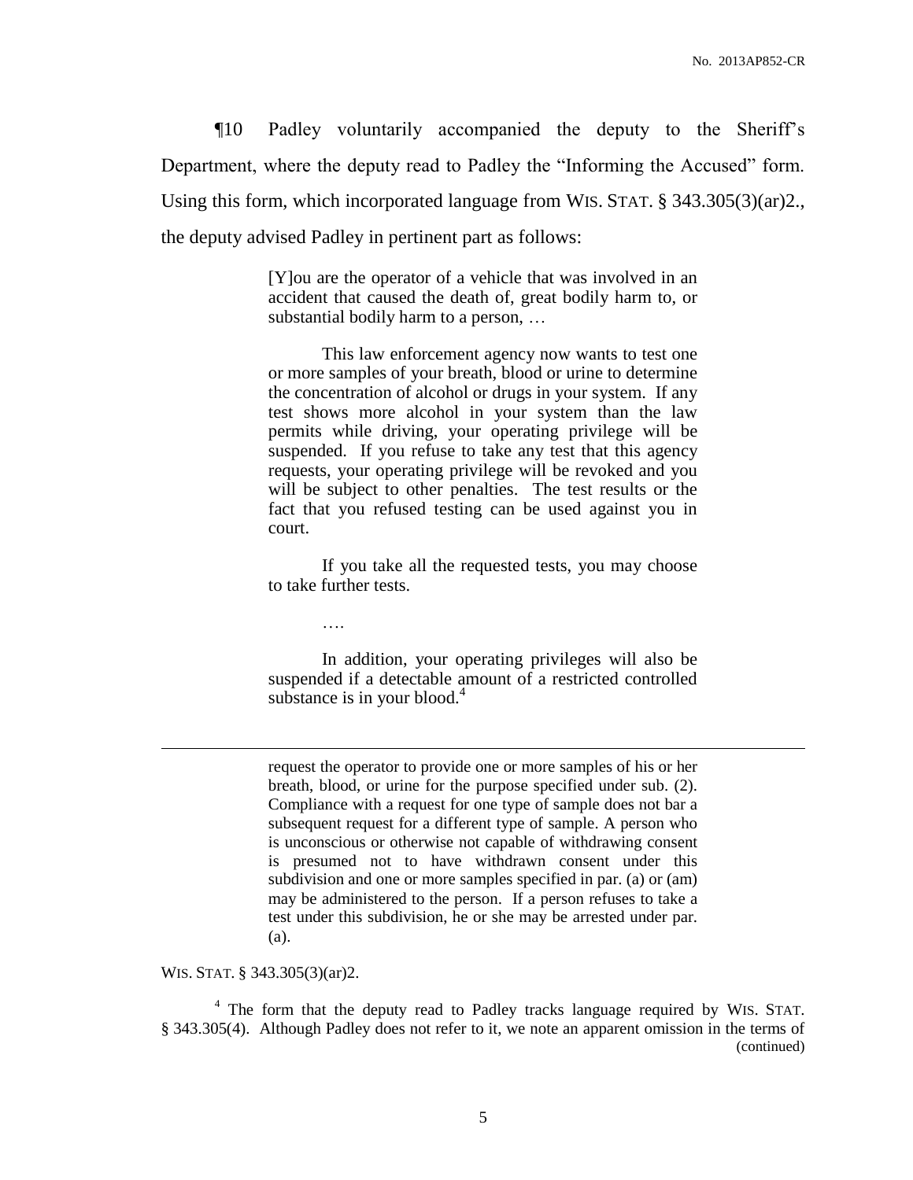¶10 Padley voluntarily accompanied the deputy to the Sheriff's Department, where the deputy read to Padley the "Informing the Accused" form. Using this form, which incorporated language from WIS. STAT. § 343.305(3)(ar)2., the deputy advised Padley in pertinent part as follows:

> [Y]ou are the operator of a vehicle that was involved in an accident that caused the death of, great bodily harm to, or substantial bodily harm to a person, …
>
> This law enforcement agency now wants to test one or more samples of your breath, blood or urine to determine the concentration of alcohol or drugs in your system. If any test shows more alcohol in your system than the law permits while driving, your operating privilege will be suspended. If you refuse to take any test that this agency requests, your operating privilege will be revoked and you will be subject to other penalties. The test results or the fact that you refused testing can be used against you in court.
>
> If you take all the requested tests, you may choose to take further tests.
>
> ….
>
> In addition, your operating privileges will also be suspended if a detectable amount of a restricted controlled substance is in your blood.[4]

---

> request the operator to provide one or more samples of his or her breath, blood, or urine for the purpose specified under sub. (2). Compliance with a request for one type of sample does not bar a subsequent request for a different type of sample. A person who is unconscious or otherwise not capable of withdrawing consent is presumed not to have withdrawn consent under this subdivision and one or more samples specified in par. (a) or (am) may be administered to the person. If a person refuses to take a test under this subdivision, he or she may be arrested under par. (a).

WIS. STAT. § 343.305(3)(ar)2.

[4] The form that the deputy read to Padley tracks language required by WIS. STAT. § 343.305(4). Although Padley does not refer to it, we note an apparent omission in the terms of (continued)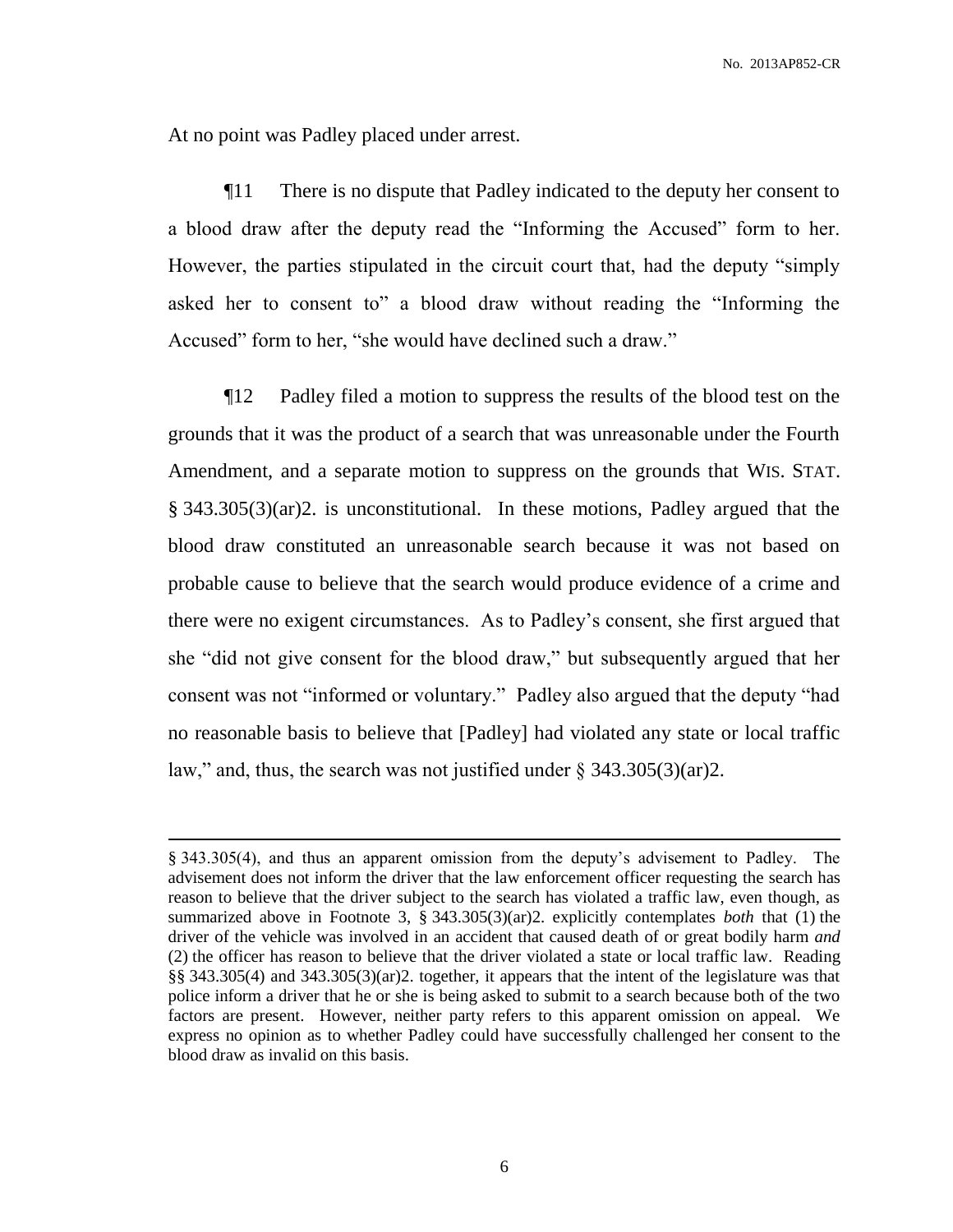At no point was Padley placed under arrest.

¶11 There is no dispute that Padley indicated to the deputy her consent to a blood draw after the deputy read the "Informing the Accused" form to her. However, the parties stipulated in the circuit court that, had the deputy "simply asked her to consent to" a blood draw without reading the "Informing the Accused" form to her, "she would have declined such a draw."

¶12 Padley filed a motion to suppress the results of the blood test on the grounds that it was the product of a search that was unreasonable under the Fourth Amendment, and a separate motion to suppress on the grounds that WIS. STAT. § 343.305(3)(ar)2. is unconstitutional. In these motions, Padley argued that the blood draw constituted an unreasonable search because it was not based on probable cause to believe that the search would produce evidence of a crime and there were no exigent circumstances. As to Padley's consent, she first argued that she "did not give consent for the blood draw," but subsequently argued that her consent was not "informed or voluntary." Padley also argued that the deputy "had no reasonable basis to believe that [Padley] had violated any state or local traffic law," and, thus, the search was not justified under § 343.305(3)(ar)2.

---

§ 343.305(4), and thus an apparent omission from the deputy's advisement to Padley. The advisement does not inform the driver that the law enforcement officer requesting the search has reason to believe that the driver subject to the search has violated a traffic law, even though, as summarized above in Footnote 3, § 343.305(3)(ar)2. explicitly contemplates *both* that (1) the driver of the vehicle was involved in an accident that caused death of or great bodily harm *and* (2) the officer has reason to believe that the driver violated a state or local traffic law. Reading §§ 343.305(4) and 343.305(3)(ar)2. together, it appears that the intent of the legislature was that police inform a driver that he or she is being asked to submit to a search because both of the two factors are present. However, neither party refers to this apparent omission on appeal. We express no opinion as to whether Padley could have successfully challenged her consent to the blood draw as invalid on this basis.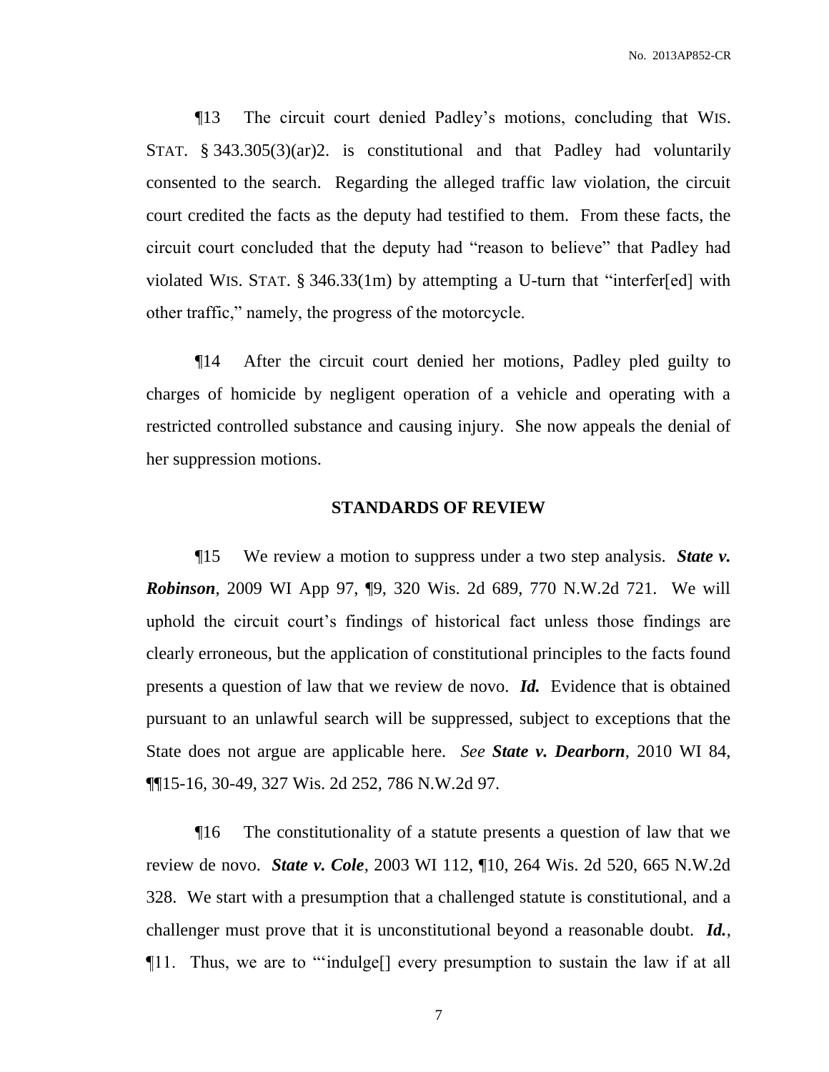¶13 The circuit court denied Padley's motions, concluding that WIS. STAT. § 343.305(3)(ar)2. is constitutional and that Padley had voluntarily consented to the search. Regarding the alleged traffic law violation, the circuit court credited the facts as the deputy had testified to them. From these facts, the circuit court concluded that the deputy had "reason to believe" that Padley had violated WIS. STAT. § 346.33(1m) by attempting a U-turn that "interfer[ed] with other traffic," namely, the progress of the motorcycle.

¶14 After the circuit court denied her motions, Padley pled guilty to charges of homicide by negligent operation of a vehicle and operating with a restricted controlled substance and causing injury. She now appeals the denial of her suppression motions.

## STANDARDS OF REVIEW

¶15 We review a motion to suppress under a two step analysis. ***State v. Robinson***, 2009 WI App 97, ¶9, 320 Wis. 2d 689, 770 N.W.2d 721. We will uphold the circuit court's findings of historical fact unless those findings are clearly erroneous, but the application of constitutional principles to the facts found presents a question of law that we review de novo. ***Id.*** Evidence that is obtained pursuant to an unlawful search will be suppressed, subject to exceptions that the State does not argue are applicable here. *See* ***State v. Dearborn***, 2010 WI 84, ¶¶15-16, 30-49, 327 Wis. 2d 252, 786 N.W.2d 97.

¶16 The constitutionality of a statute presents a question of law that we review de novo. ***State v. Cole***, 2003 WI 112, ¶10, 264 Wis. 2d 520, 665 N.W.2d 328. We start with a presumption that a challenged statute is constitutional, and a challenger must prove that it is unconstitutional beyond a reasonable doubt. ***Id.***, ¶11. Thus, we are to "'indulge[] every presumption to sustain the law if at all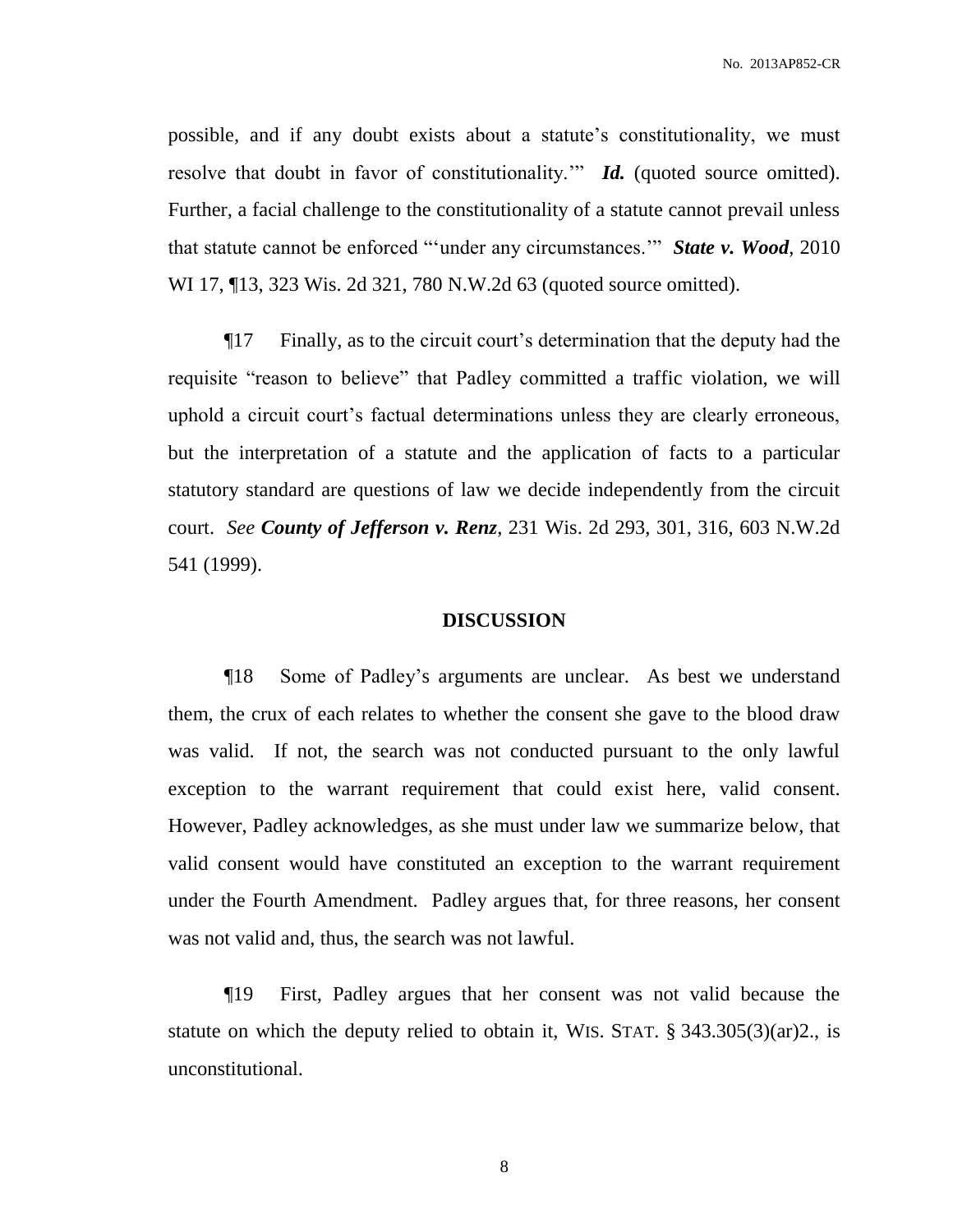possible, and if any doubt exists about a statute's constitutionality, we must resolve that doubt in favor of constitutionality.'" ***Id.*** (quoted source omitted). Further, a facial challenge to the constitutionality of a statute cannot prevail unless that statute cannot be enforced "'under any circumstances.'" ***State v. Wood***, 2010 WI 17, ¶13, 323 Wis. 2d 321, 780 N.W.2d 63 (quoted source omitted).

¶17 Finally, as to the circuit court's determination that the deputy had the requisite "reason to believe" that Padley committed a traffic violation, we will uphold a circuit court's factual determinations unless they are clearly erroneous, but the interpretation of a statute and the application of facts to a particular statutory standard are questions of law we decide independently from the circuit court. *See* ***County of Jefferson v. Renz***, 231 Wis. 2d 293, 301, 316, 603 N.W.2d 541 (1999).

## DISCUSSION

¶18 Some of Padley's arguments are unclear. As best we understand them, the crux of each relates to whether the consent she gave to the blood draw was valid. If not, the search was not conducted pursuant to the only lawful exception to the warrant requirement that could exist here, valid consent. However, Padley acknowledges, as she must under law we summarize below, that valid consent would have constituted an exception to the warrant requirement under the Fourth Amendment. Padley argues that, for three reasons, her consent was not valid and, thus, the search was not lawful.

¶19 First, Padley argues that her consent was not valid because the statute on which the deputy relied to obtain it, WIS. STAT. § 343.305(3)(ar)2., is unconstitutional.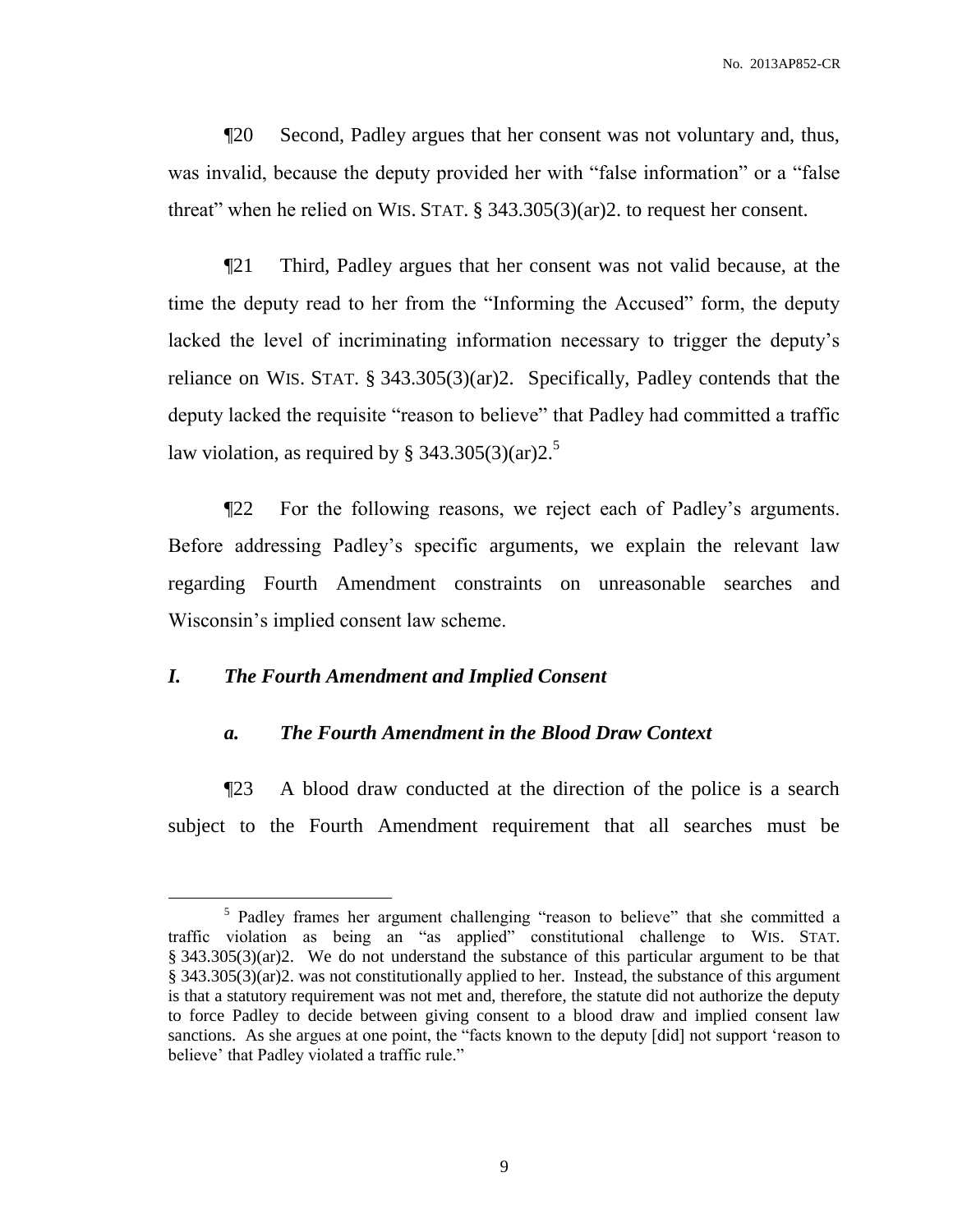¶20 Second, Padley argues that her consent was not voluntary and, thus, was invalid, because the deputy provided her with "false information" or a "false threat" when he relied on WIS. STAT. § 343.305(3)(ar)2. to request her consent.

¶21 Third, Padley argues that her consent was not valid because, at the time the deputy read to her from the "Informing the Accused" form, the deputy lacked the level of incriminating information necessary to trigger the deputy's reliance on WIS. STAT. § 343.305(3)(ar)2. Specifically, Padley contends that the deputy lacked the requisite "reason to believe" that Padley had committed a traffic law violation, as required by § 343.305(3)(ar)2.[5]

¶22 For the following reasons, we reject each of Padley's arguments. Before addressing Padley's specific arguments, we explain the relevant law regarding Fourth Amendment constraints on unreasonable searches and Wisconsin's implied consent law scheme.

### *I. The Fourth Amendment and Implied Consent*

#### *a. The Fourth Amendment in the Blood Draw Context*

¶23 A blood draw conducted at the direction of the police is a search subject to the Fourth Amendment requirement that all searches must be

---

[5] Padley frames her argument challenging "reason to believe" that she committed a traffic violation as being an "as applied" constitutional challenge to WIS. STAT. § 343.305(3)(ar)2. We do not understand the substance of this particular argument to be that § 343.305(3)(ar)2. was not constitutionally applied to her. Instead, the substance of this argument is that a statutory requirement was not met and, therefore, the statute did not authorize the deputy to force Padley to decide between giving consent to a blood draw and implied consent law sanctions. As she argues at one point, the "facts known to the deputy [did] not support 'reason to believe' that Padley violated a traffic rule."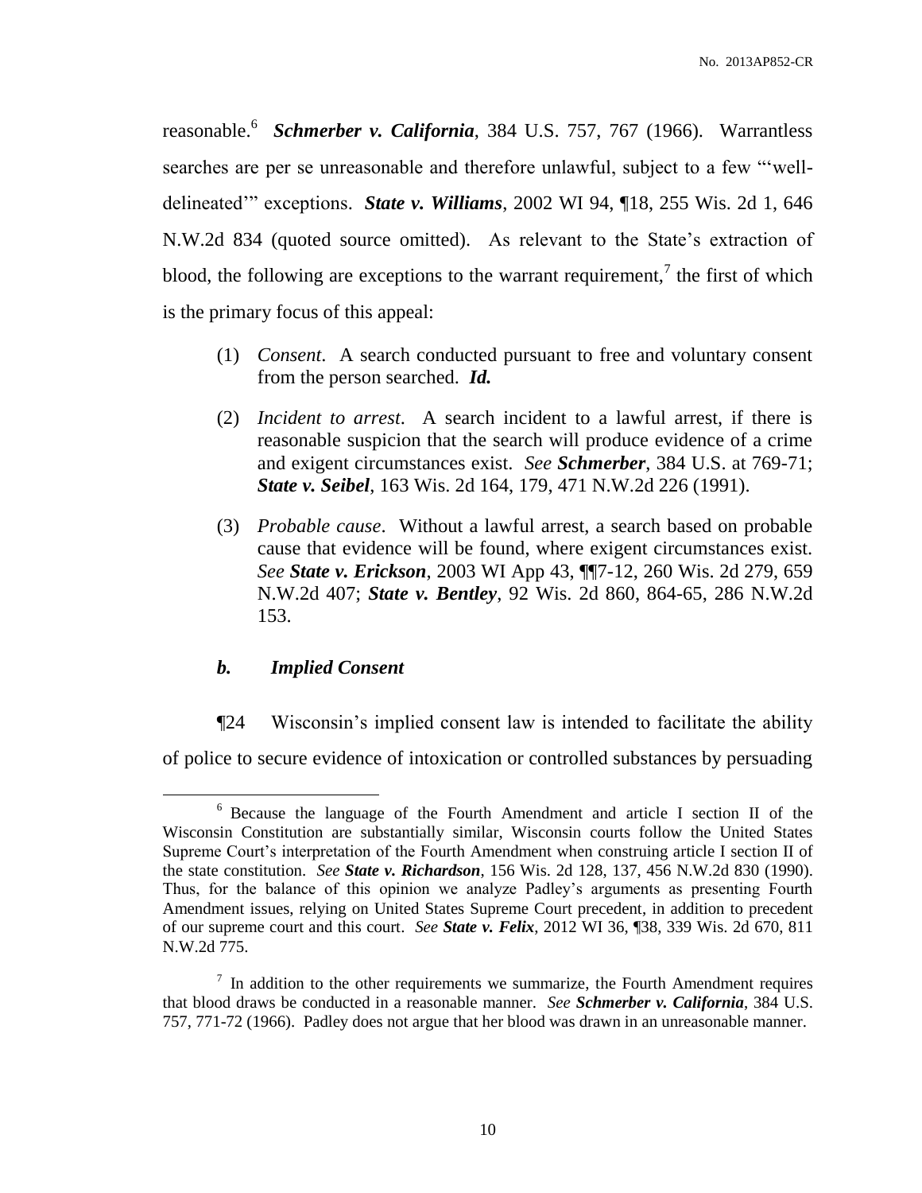reasonable.[6] ***Schmerber v. California***, 384 U.S. 757, 767 (1966). Warrantless searches are per se unreasonable and therefore unlawful, subject to a few "'well-delineated'" exceptions. ***State v. Williams***, 2002 WI 94, ¶18, 255 Wis. 2d 1, 646 N.W.2d 834 (quoted source omitted). As relevant to the State's extraction of blood, the following are exceptions to the warrant requirement,[7] the first of which is the primary focus of this appeal:

> (1) *Consent*. A search conducted pursuant to free and voluntary consent from the person searched. ***Id.***
>
> (2) *Incident to arrest*. A search incident to a lawful arrest, if there is reasonable suspicion that the search will produce evidence of a crime and exigent circumstances exist. *See* ***Schmerber***, 384 U.S. at 769-71; ***State v. Seibel***, 163 Wis. 2d 164, 179, 471 N.W.2d 226 (1991).
>
> (3) *Probable cause*. Without a lawful arrest, a search based on probable cause that evidence will be found, where exigent circumstances exist. *See* ***State v. Erickson***, 2003 WI App 43, ¶¶7-12, 260 Wis. 2d 279, 659 N.W.2d 407; ***State v. Bentley***, 92 Wis. 2d 860, 864-65, 286 N.W.2d 153.

### ***b. Implied Consent***

¶24 Wisconsin's implied consent law is intended to facilitate the ability of police to secure evidence of intoxication or controlled substances by persuading

---

[6] Because the language of the Fourth Amendment and article I section II of the Wisconsin Constitution are substantially similar, Wisconsin courts follow the United States Supreme Court's interpretation of the Fourth Amendment when construing article I section II of the state constitution. *See* ***State v. Richardson***, 156 Wis. 2d 128, 137, 456 N.W.2d 830 (1990). Thus, for the balance of this opinion we analyze Padley's arguments as presenting Fourth Amendment issues, relying on United States Supreme Court precedent, in addition to precedent of our supreme court and this court. *See* ***State v. Felix***, 2012 WI 36, ¶38, 339 Wis. 2d 670, 811 N.W.2d 775.

[7] In addition to the other requirements we summarize, the Fourth Amendment requires that blood draws be conducted in a reasonable manner. *See* ***Schmerber v. California***, 384 U.S. 757, 771-72 (1966). Padley does not argue that her blood was drawn in an unreasonable manner.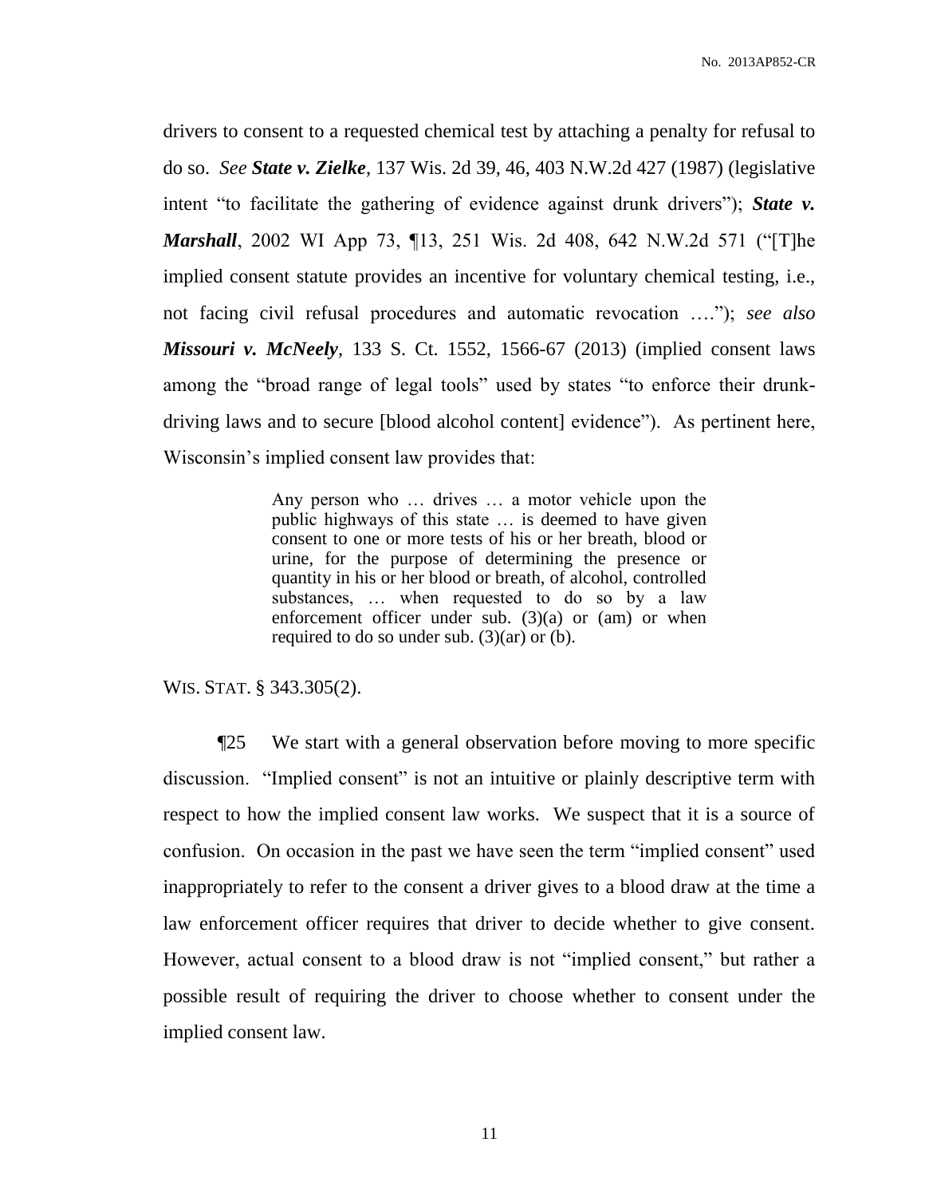drivers to consent to a requested chemical test by attaching a penalty for refusal to do so. *See* ***State v. Zielke***, 137 Wis. 2d 39, 46, 403 N.W.2d 427 (1987) (legislative intent "to facilitate the gathering of evidence against drunk drivers"); ***State v. Marshall***, 2002 WI App 73, ¶13, 251 Wis. 2d 408, 642 N.W.2d 571 ("[T]he implied consent statute provides an incentive for voluntary chemical testing, i.e., not facing civil refusal procedures and automatic revocation …."); *see also* ***Missouri v. McNeely***, 133 S. Ct. 1552, 1566-67 (2013) (implied consent laws among the "broad range of legal tools" used by states "to enforce their drunk-driving laws and to secure [blood alcohol content] evidence"). As pertinent here, Wisconsin's implied consent law provides that:

> Any person who … drives … a motor vehicle upon the public highways of this state … is deemed to have given consent to one or more tests of his or her breath, blood or urine, for the purpose of determining the presence or quantity in his or her blood or breath, of alcohol, controlled substances, … when requested to do so by a law enforcement officer under sub. (3)(a) or (am) or when required to do so under sub. (3)(ar) or (b).

WIS. STAT. § 343.305(2).

¶25 We start with a general observation before moving to more specific discussion. "Implied consent" is not an intuitive or plainly descriptive term with respect to how the implied consent law works. We suspect that it is a source of confusion. On occasion in the past we have seen the term "implied consent" used inappropriately to refer to the consent a driver gives to a blood draw at the time a law enforcement officer requires that driver to decide whether to give consent. However, actual consent to a blood draw is not "implied consent," but rather a possible result of requiring the driver to choose whether to consent under the implied consent law.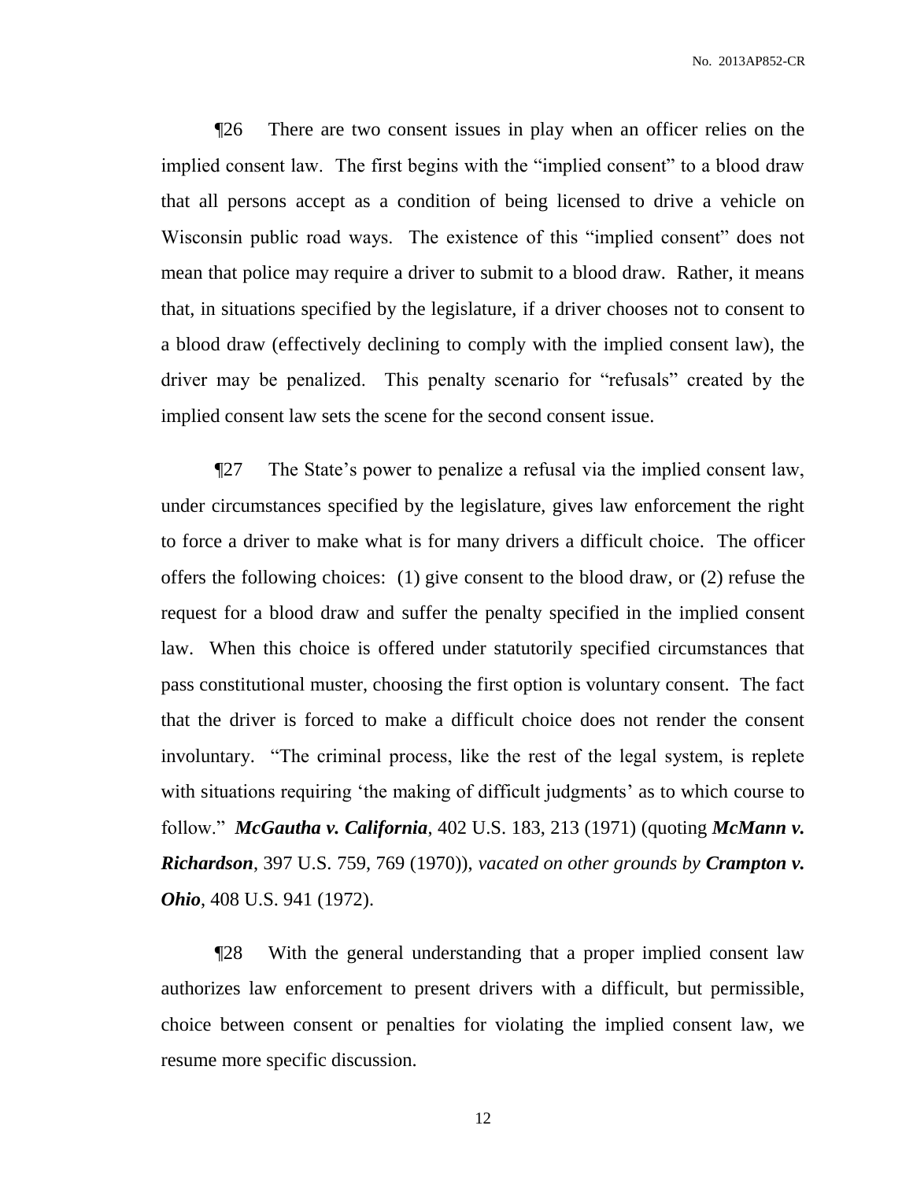¶26 There are two consent issues in play when an officer relies on the implied consent law. The first begins with the "implied consent" to a blood draw that all persons accept as a condition of being licensed to drive a vehicle on Wisconsin public road ways. The existence of this "implied consent" does not mean that police may require a driver to submit to a blood draw. Rather, it means that, in situations specified by the legislature, if a driver chooses not to consent to a blood draw (effectively declining to comply with the implied consent law), the driver may be penalized. This penalty scenario for "refusals" created by the implied consent law sets the scene for the second consent issue.

¶27 The State's power to penalize a refusal via the implied consent law, under circumstances specified by the legislature, gives law enforcement the right to force a driver to make what is for many drivers a difficult choice. The officer offers the following choices: (1) give consent to the blood draw, or (2) refuse the request for a blood draw and suffer the penalty specified in the implied consent law. When this choice is offered under statutorily specified circumstances that pass constitutional muster, choosing the first option is voluntary consent. The fact that the driver is forced to make a difficult choice does not render the consent involuntary. "The criminal process, like the rest of the legal system, is replete with situations requiring 'the making of difficult judgments' as to which course to follow." ***McGautha v. California***, 402 U.S. 183, 213 (1971) (quoting ***McMann v. Richardson***, 397 U.S. 759, 769 (1970)), *vacated on other grounds by* ***Crampton v. Ohio***, 408 U.S. 941 (1972).

¶28 With the general understanding that a proper implied consent law authorizes law enforcement to present drivers with a difficult, but permissible, choice between consent or penalties for violating the implied consent law, we resume more specific discussion.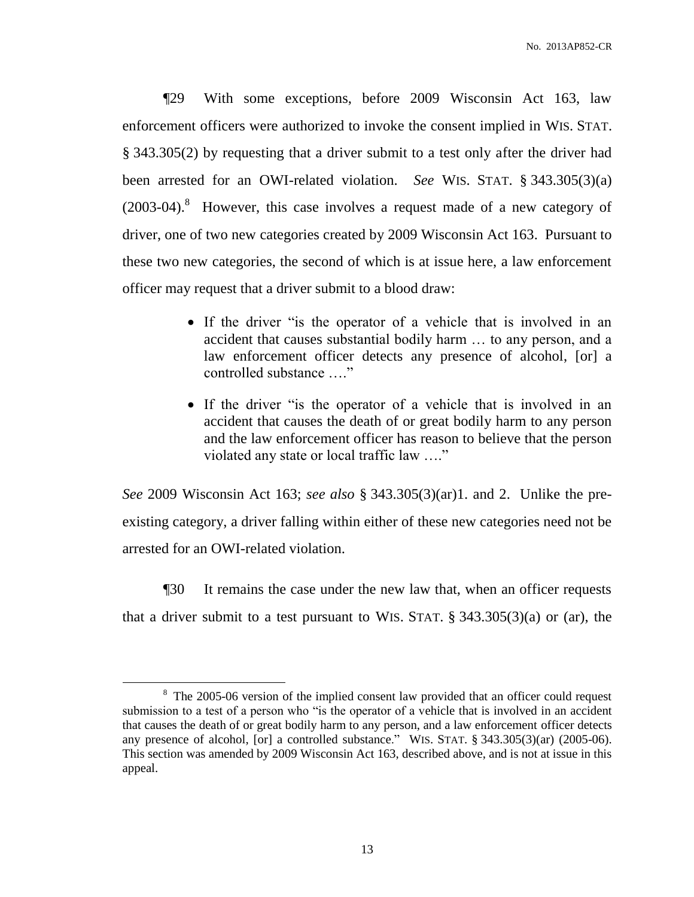¶29 With some exceptions, before 2009 Wisconsin Act 163, law enforcement officers were authorized to invoke the consent implied in WIS. STAT. § 343.305(2) by requesting that a driver submit to a test only after the driver had been arrested for an OWI-related violation. *See* WIS. STAT. § 343.305(3)(a) (2003-04).[8] However, this case involves a request made of a new category of driver, one of two new categories created by 2009 Wisconsin Act 163. Pursuant to these two new categories, the second of which is at issue here, a law enforcement officer may request that a driver submit to a blood draw:

- If the driver "is the operator of a vehicle that is involved in an accident that causes substantial bodily harm … to any person, and a law enforcement officer detects any presence of alcohol, [or] a controlled substance …."

- If the driver "is the operator of a vehicle that is involved in an accident that causes the death of or great bodily harm to any person and the law enforcement officer has reason to believe that the person violated any state or local traffic law …."

*See* 2009 Wisconsin Act 163; *see also* § 343.305(3)(ar)1. and 2. Unlike the pre-existing category, a driver falling within either of these new categories need not be arrested for an OWI-related violation.

¶30 It remains the case under the new law that, when an officer requests that a driver submit to a test pursuant to WIS. STAT. § 343.305(3)(a) or (ar), the

---

[8] The 2005-06 version of the implied consent law provided that an officer could request submission to a test of a person who "is the operator of a vehicle that is involved in an accident that causes the death of or great bodily harm to any person, and a law enforcement officer detects any presence of alcohol, [or] a controlled substance." WIS. STAT. § 343.305(3)(ar) (2005-06). This section was amended by 2009 Wisconsin Act 163, described above, and is not at issue in this appeal.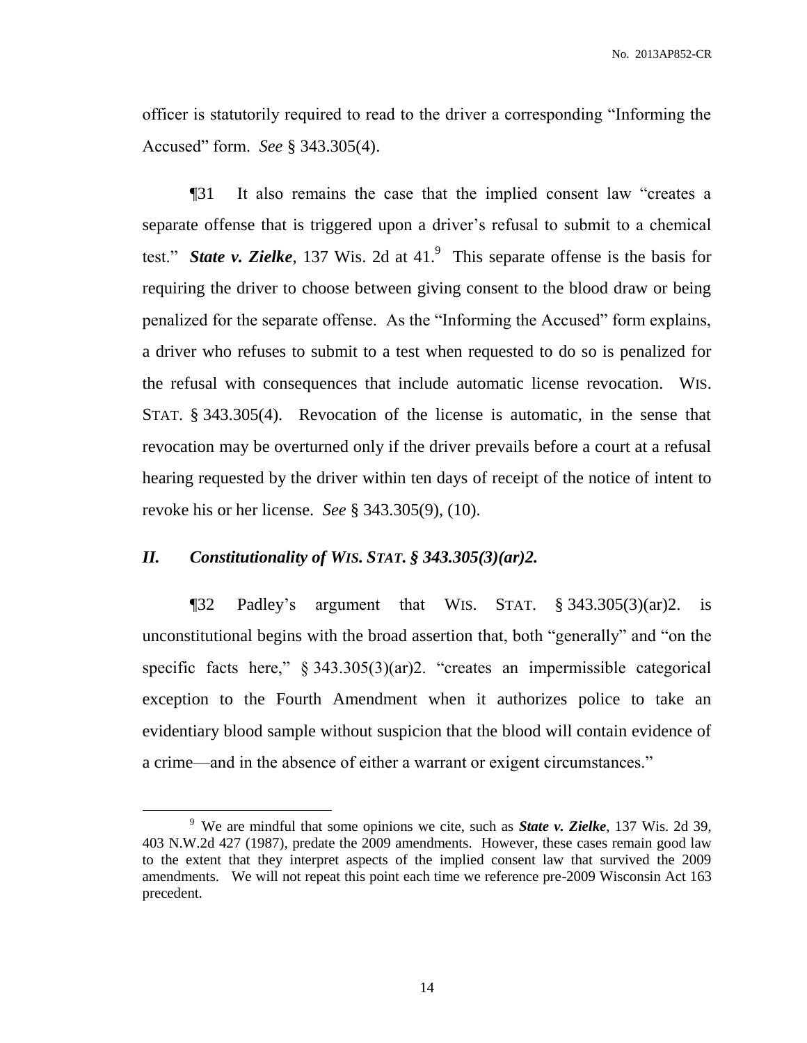officer is statutorily required to read to the driver a corresponding "Informing the Accused" form. *See* § 343.305(4).

¶31 It also remains the case that the implied consent law "creates a separate offense that is triggered upon a driver's refusal to submit to a chemical test." ***State v. Zielke***, 137 Wis. 2d at 41.[9] This separate offense is the basis for requiring the driver to choose between giving consent to the blood draw or being penalized for the separate offense. As the "Informing the Accused" form explains, a driver who refuses to submit to a test when requested to do so is penalized for the refusal with consequences that include automatic license revocation. WIS. STAT. § 343.305(4). Revocation of the license is automatic, in the sense that revocation may be overturned only if the driver prevails before a court at a refusal hearing requested by the driver within ten days of receipt of the notice of intent to revoke his or her license. *See* § 343.305(9), (10).

## *II. Constitutionality of WIS. STAT. § 343.305(3)(ar)2.*

¶32 Padley's argument that WIS. STAT. § 343.305(3)(ar)2. is unconstitutional begins with the broad assertion that, both "generally" and "on the specific facts here," § 343.305(3)(ar)2. "creates an impermissible categorical exception to the Fourth Amendment when it authorizes police to take an evidentiary blood sample without suspicion that the blood will contain evidence of a crime—and in the absence of either a warrant or exigent circumstances."

---

[9] We are mindful that some opinions we cite, such as ***State v. Zielke***, 137 Wis. 2d 39, 403 N.W.2d 427 (1987), predate the 2009 amendments. However, these cases remain good law to the extent that they interpret aspects of the implied consent law that survived the 2009 amendments. We will not repeat this point each time we reference pre-2009 Wisconsin Act 163 precedent.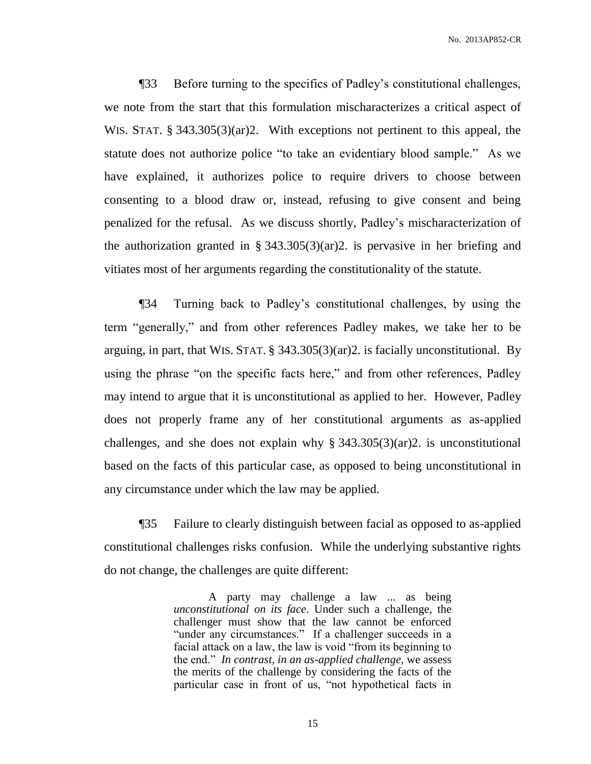¶33 Before turning to the specifics of Padley's constitutional challenges, we note from the start that this formulation mischaracterizes a critical aspect of WIS. STAT. § 343.305(3)(ar)2. With exceptions not pertinent to this appeal, the statute does not authorize police "to take an evidentiary blood sample." As we have explained, it authorizes police to require drivers to choose between consenting to a blood draw or, instead, refusing to give consent and being penalized for the refusal. As we discuss shortly, Padley's mischaracterization of the authorization granted in § 343.305(3)(ar)2. is pervasive in her briefing and vitiates most of her arguments regarding the constitutionality of the statute.

¶34 Turning back to Padley's constitutional challenges, by using the term "generally," and from other references Padley makes, we take her to be arguing, in part, that WIS. STAT. § 343.305(3)(ar)2. is facially unconstitutional. By using the phrase "on the specific facts here," and from other references, Padley may intend to argue that it is unconstitutional as applied to her. However, Padley does not properly frame any of her constitutional arguments as as-applied challenges, and she does not explain why § 343.305(3)(ar)2. is unconstitutional based on the facts of this particular case, as opposed to being unconstitutional in any circumstance under which the law may be applied.

¶35 Failure to clearly distinguish between facial as opposed to as-applied constitutional challenges risks confusion. While the underlying substantive rights do not change, the challenges are quite different:

> A party may challenge a law ... as being *unconstitutional on its face*. Under such a challenge, the challenger must show that the law cannot be enforced "under any circumstances." If a challenger succeeds in a facial attack on a law, the law is void "from its beginning to the end." *In contrast, in an as-applied challenge*, we assess the merits of the challenge by considering the facts of the particular case in front of us, "not hypothetical facts in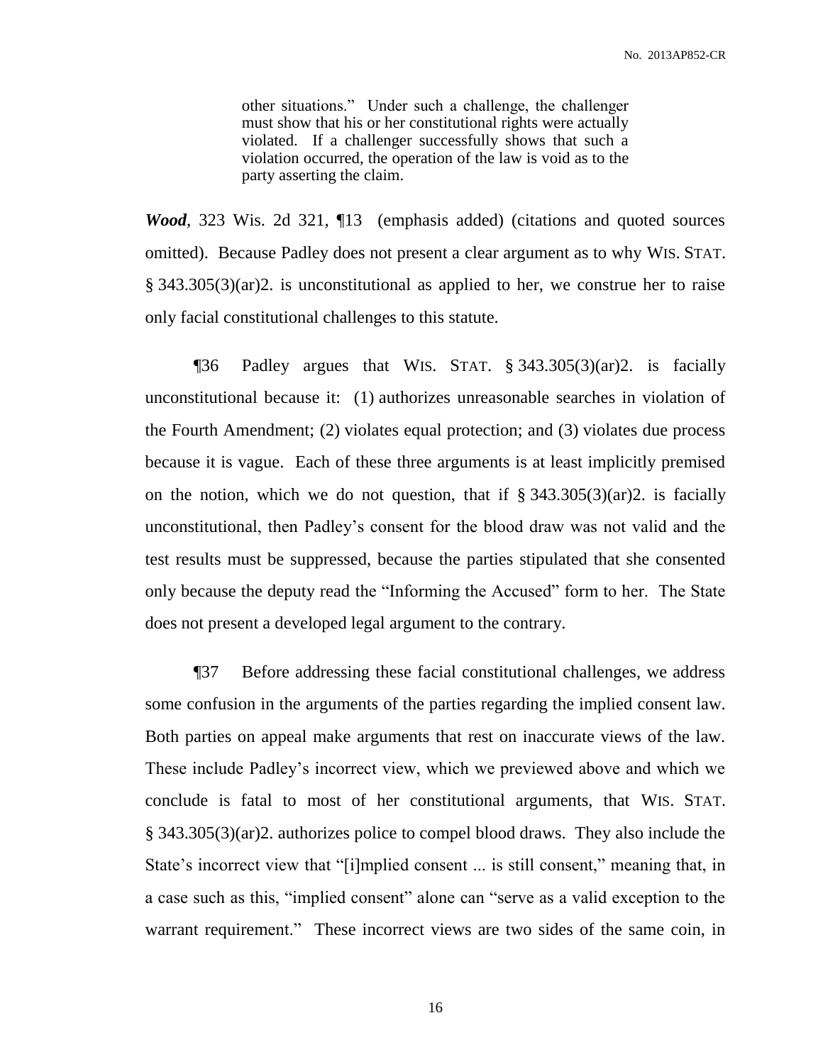> other situations." Under such a challenge, the challenger must show that his or her constitutional rights were actually violated. If a challenger successfully shows that such a violation occurred, the operation of the law is void as to the party asserting the claim.

***Wood***, 323 Wis. 2d 321, ¶13 (emphasis added) (citations and quoted sources omitted). Because Padley does not present a clear argument as to why WIS. STAT. § 343.305(3)(ar)2. is unconstitutional as applied to her, we construe her to raise only facial constitutional challenges to this statute.

¶36 Padley argues that WIS. STAT. § 343.305(3)(ar)2. is facially unconstitutional because it: (1) authorizes unreasonable searches in violation of the Fourth Amendment; (2) violates equal protection; and (3) violates due process because it is vague. Each of these three arguments is at least implicitly premised on the notion, which we do not question, that if § 343.305(3)(ar)2. is facially unconstitutional, then Padley's consent for the blood draw was not valid and the test results must be suppressed, because the parties stipulated that she consented only because the deputy read the "Informing the Accused" form to her. The State does not present a developed legal argument to the contrary.

¶37 Before addressing these facial constitutional challenges, we address some confusion in the arguments of the parties regarding the implied consent law. Both parties on appeal make arguments that rest on inaccurate views of the law. These include Padley's incorrect view, which we previewed above and which we conclude is fatal to most of her constitutional arguments, that WIS. STAT. § 343.305(3)(ar)2. authorizes police to compel blood draws. They also include the State's incorrect view that "[i]mplied consent ... is still consent," meaning that, in a case such as this, "implied consent" alone can "serve as a valid exception to the warrant requirement." These incorrect views are two sides of the same coin, in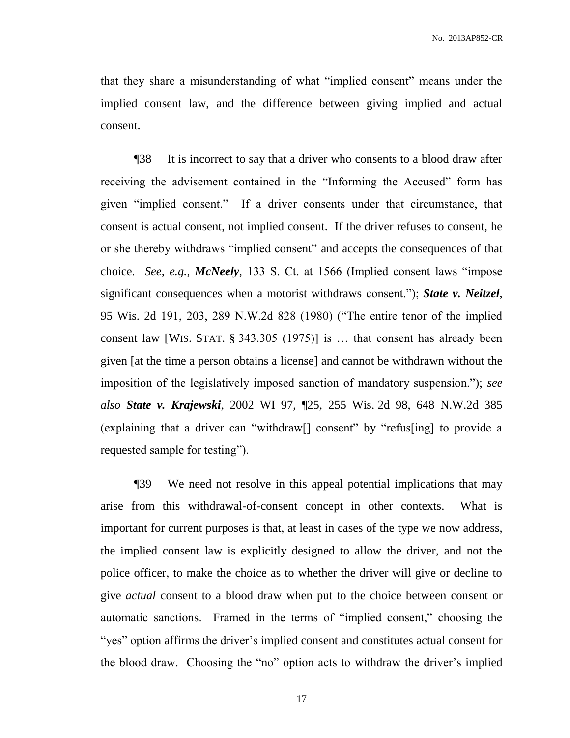that they share a misunderstanding of what "implied consent" means under the implied consent law, and the difference between giving implied and actual consent.

¶38 It is incorrect to say that a driver who consents to a blood draw after receiving the advisement contained in the "Informing the Accused" form has given "implied consent." If a driver consents under that circumstance, that consent is actual consent, not implied consent. If the driver refuses to consent, he or she thereby withdraws "implied consent" and accepts the consequences of that choice. *See, e.g.*, ***McNeely***, 133 S. Ct. at 1566 (Implied consent laws "impose significant consequences when a motorist withdraws consent."); ***State v. Neitzel***, 95 Wis. 2d 191, 203, 289 N.W.2d 828 (1980) ("The entire tenor of the implied consent law [WIS. STAT. § 343.305 (1975)] is … that consent has already been given [at the time a person obtains a license] and cannot be withdrawn without the imposition of the legislatively imposed sanction of mandatory suspension."); *see also* ***State v. Krajewski***, 2002 WI 97, ¶25, 255 Wis. 2d 98, 648 N.W.2d 385 (explaining that a driver can "withdraw[] consent" by "refus[ing] to provide a requested sample for testing").

¶39 We need not resolve in this appeal potential implications that may arise from this withdrawal-of-consent concept in other contexts. What is important for current purposes is that, at least in cases of the type we now address, the implied consent law is explicitly designed to allow the driver, and not the police officer, to make the choice as to whether the driver will give or decline to give *actual* consent to a blood draw when put to the choice between consent or automatic sanctions. Framed in the terms of "implied consent," choosing the "yes" option affirms the driver's implied consent and constitutes actual consent for the blood draw. Choosing the "no" option acts to withdraw the driver's implied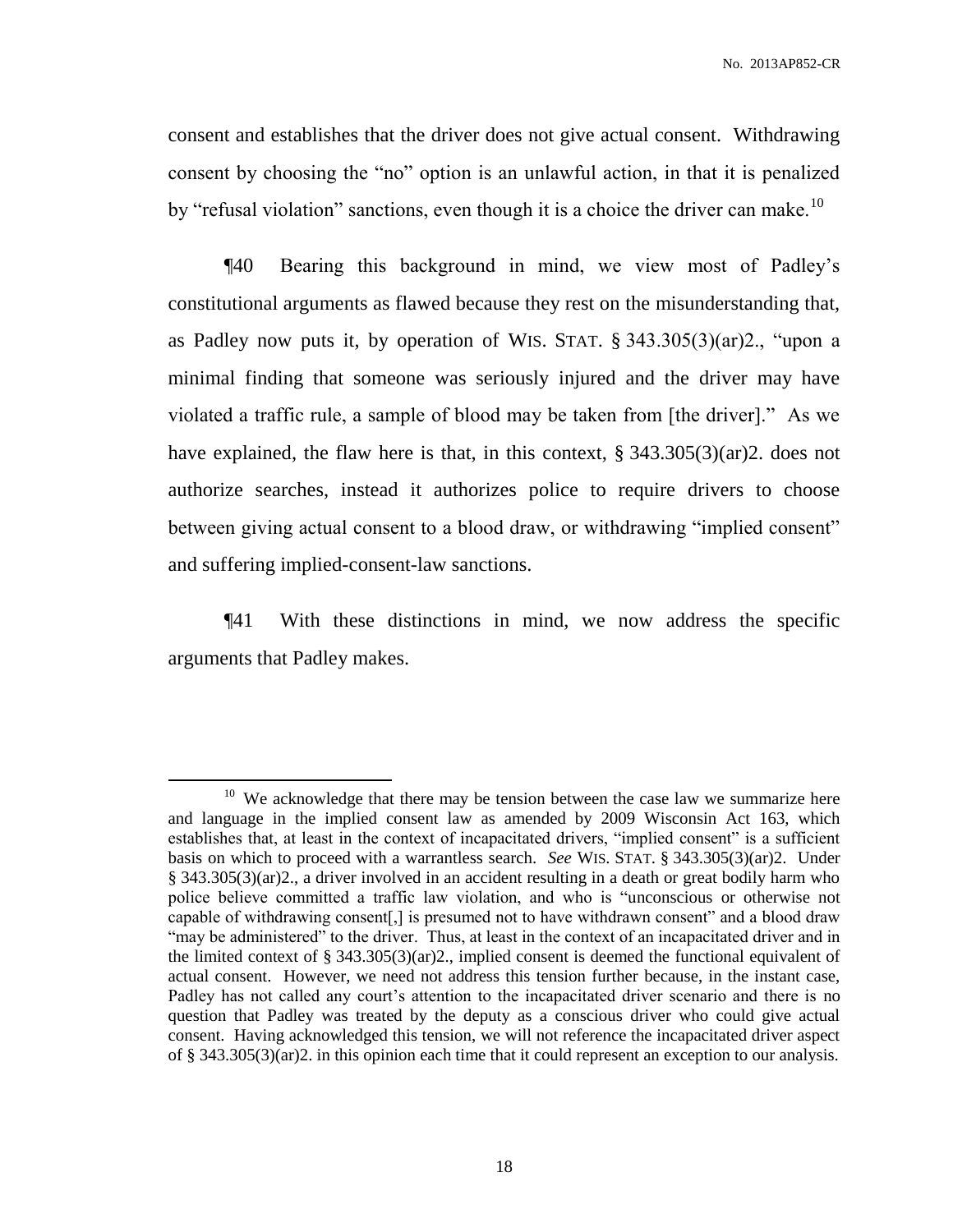consent and establishes that the driver does not give actual consent. Withdrawing consent by choosing the "no" option is an unlawful action, in that it is penalized by "refusal violation" sanctions, even though it is a choice the driver can make.[10]

¶40 Bearing this background in mind, we view most of Padley's constitutional arguments as flawed because they rest on the misunderstanding that, as Padley now puts it, by operation of WIS. STAT. § 343.305(3)(ar)2., "upon a minimal finding that someone was seriously injured and the driver may have violated a traffic rule, a sample of blood may be taken from [the driver]." As we have explained, the flaw here is that, in this context, § 343.305(3)(ar)2. does not authorize searches, instead it authorizes police to require drivers to choose between giving actual consent to a blood draw, or withdrawing "implied consent" and suffering implied-consent-law sanctions.

¶41 With these distinctions in mind, we now address the specific arguments that Padley makes.

---

[10] We acknowledge that there may be tension between the case law we summarize here and language in the implied consent law as amended by 2009 Wisconsin Act 163, which establishes that, at least in the context of incapacitated drivers, "implied consent" is a sufficient basis on which to proceed with a warrantless search. *See* WIS. STAT. § 343.305(3)(ar)2. Under § 343.305(3)(ar)2., a driver involved in an accident resulting in a death or great bodily harm who police believe committed a traffic law violation, and who is "unconscious or otherwise not capable of withdrawing consent[,] is presumed not to have withdrawn consent" and a blood draw "may be administered" to the driver. Thus, at least in the context of an incapacitated driver and in the limited context of § 343.305(3)(ar)2., implied consent is deemed the functional equivalent of actual consent. However, we need not address this tension further because, in the instant case, Padley has not called any court's attention to the incapacitated driver scenario and there is no question that Padley was treated by the deputy as a conscious driver who could give actual consent. Having acknowledged this tension, we will not reference the incapacitated driver aspect of § 343.305(3)(ar)2. in this opinion each time that it could represent an exception to our analysis.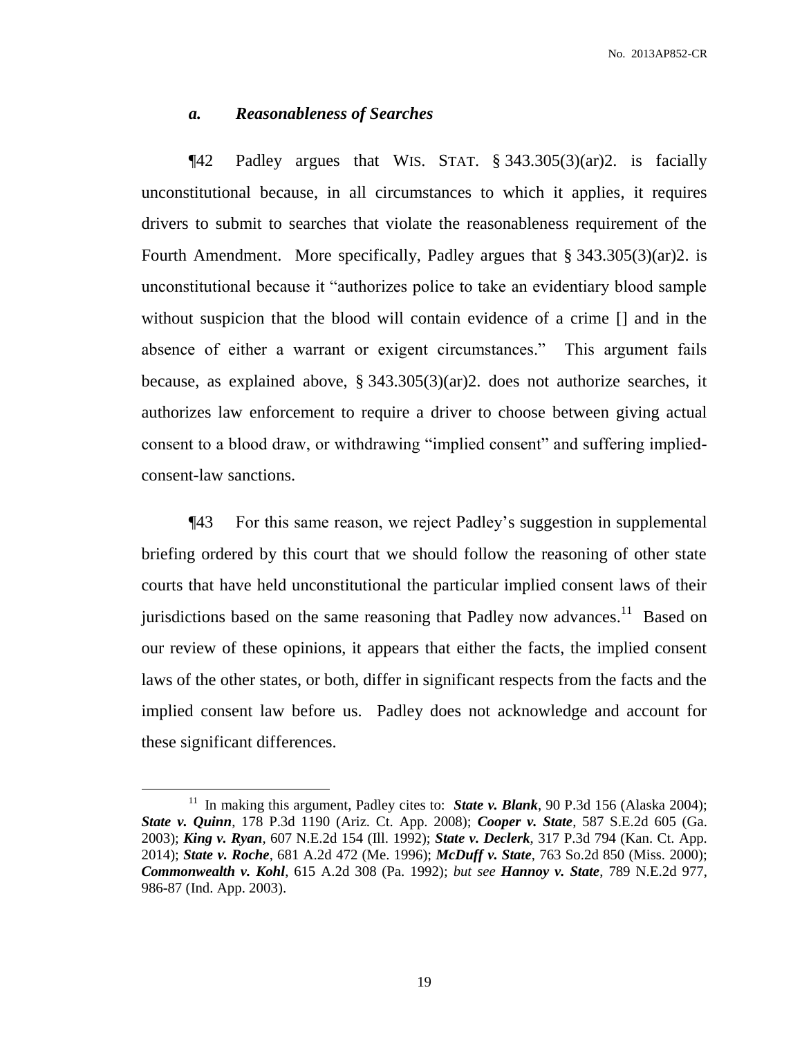### *a. Reasonableness of Searches*

¶42 Padley argues that WIS. STAT. § 343.305(3)(ar)2. is facially unconstitutional because, in all circumstances to which it applies, it requires drivers to submit to searches that violate the reasonableness requirement of the Fourth Amendment. More specifically, Padley argues that § 343.305(3)(ar)2. is unconstitutional because it "authorizes police to take an evidentiary blood sample without suspicion that the blood will contain evidence of a crime [] and in the absence of either a warrant or exigent circumstances." This argument fails because, as explained above, § 343.305(3)(ar)2. does not authorize searches, it authorizes law enforcement to require a driver to choose between giving actual consent to a blood draw, or withdrawing "implied consent" and suffering implied-consent-law sanctions.

¶43 For this same reason, we reject Padley's suggestion in supplemental briefing ordered by this court that we should follow the reasoning of other state courts that have held unconstitutional the particular implied consent laws of their jurisdictions based on the same reasoning that Padley now advances.[11] Based on our review of these opinions, it appears that either the facts, the implied consent laws of the other states, or both, differ in significant respects from the facts and the implied consent law before us. Padley does not acknowledge and account for these significant differences.

---

[11] In making this argument, Padley cites to: ***State v. Blank***, 90 P.3d 156 (Alaska 2004); ***State v. Quinn***, 178 P.3d 1190 (Ariz. Ct. App. 2008); ***Cooper v. State***, 587 S.E.2d 605 (Ga. 2003); ***King v. Ryan***, 607 N.E.2d 154 (Ill. 1992); ***State v. Declerk***, 317 P.3d 794 (Kan. Ct. App. 2014); ***State v. Roche***, 681 A.2d 472 (Me. 1996); ***McDuff v. State***, 763 So.2d 850 (Miss. 2000); ***Commonwealth v. Kohl***, 615 A.2d 308 (Pa. 1992); *but see* ***Hannoy v. State***, 789 N.E.2d 977, 986-87 (Ind. App. 2003).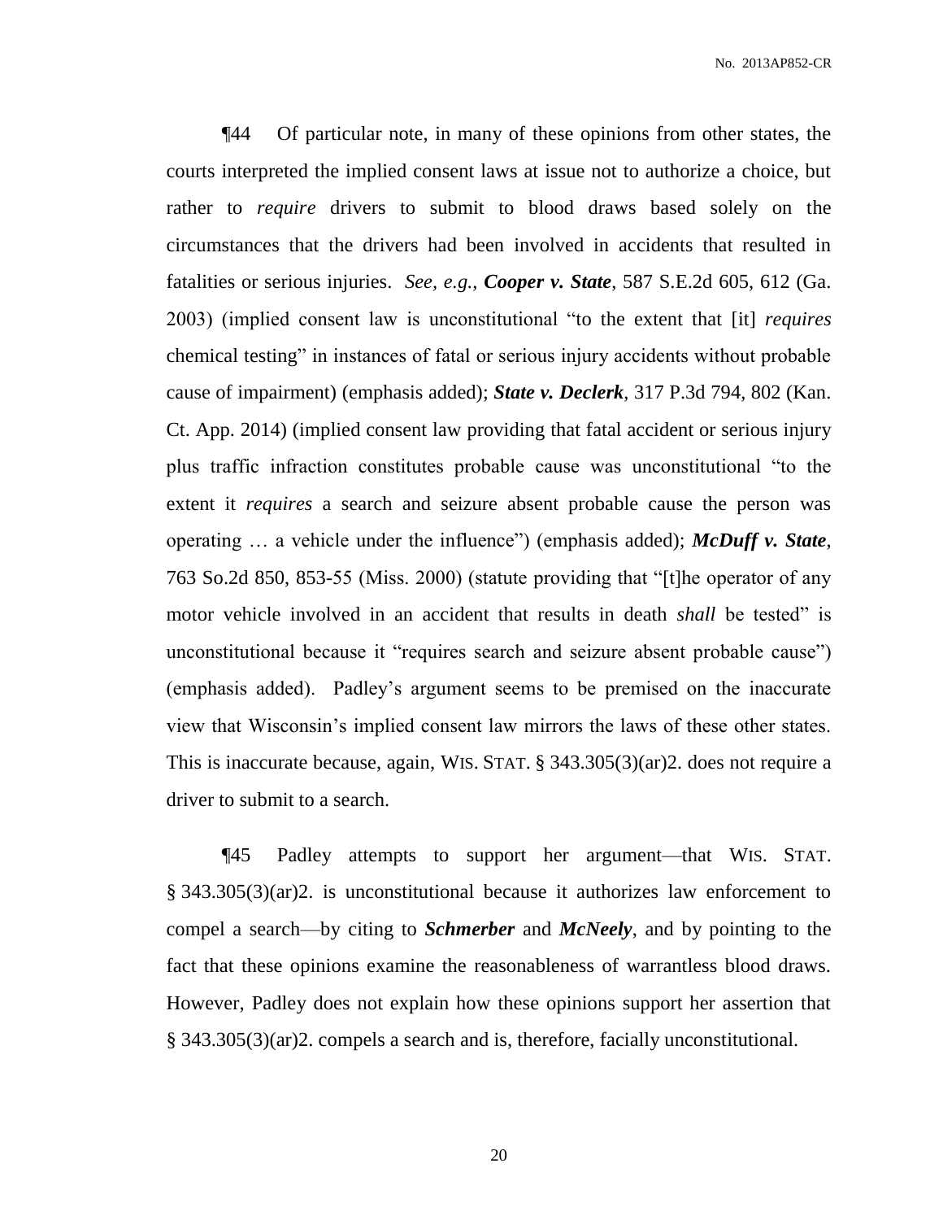¶44 Of particular note, in many of these opinions from other states, the courts interpreted the implied consent laws at issue not to authorize a choice, but rather to *require* drivers to submit to blood draws based solely on the circumstances that the drivers had been involved in accidents that resulted in fatalities or serious injuries. *See, e.g.*, ***Cooper v. State***, 587 S.E.2d 605, 612 (Ga. 2003) (implied consent law is unconstitutional "to the extent that [it] *requires* chemical testing" in instances of fatal or serious injury accidents without probable cause of impairment) (emphasis added); ***State v. Declerk***, 317 P.3d 794, 802 (Kan. Ct. App. 2014) (implied consent law providing that fatal accident or serious injury plus traffic infraction constitutes probable cause was unconstitutional "to the extent it *requires* a search and seizure absent probable cause the person was operating … a vehicle under the influence") (emphasis added); ***McDuff v. State***, 763 So.2d 850, 853-55 (Miss. 2000) (statute providing that "[t]he operator of any motor vehicle involved in an accident that results in death *shall* be tested" is unconstitutional because it "requires search and seizure absent probable cause") (emphasis added). Padley's argument seems to be premised on the inaccurate view that Wisconsin's implied consent law mirrors the laws of these other states. This is inaccurate because, again, WIS. STAT. § 343.305(3)(ar)2. does not require a driver to submit to a search.

¶45 Padley attempts to support her argument—that WIS. STAT. § 343.305(3)(ar)2. is unconstitutional because it authorizes law enforcement to compel a search—by citing to ***Schmerber*** and ***McNeely***, and by pointing to the fact that these opinions examine the reasonableness of warrantless blood draws. However, Padley does not explain how these opinions support her assertion that § 343.305(3)(ar)2. compels a search and is, therefore, facially unconstitutional.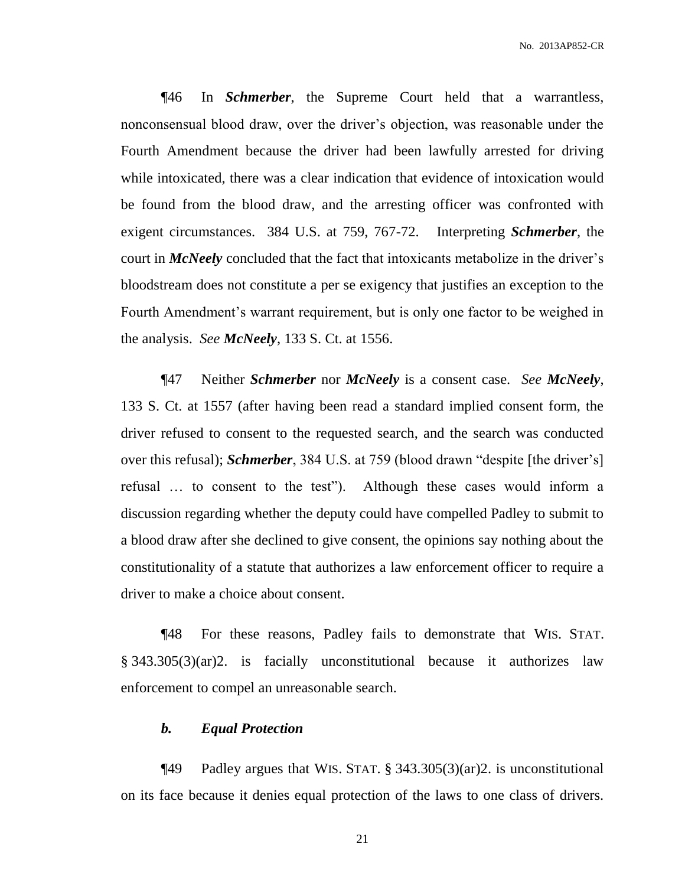¶46 In ***Schmerber***, the Supreme Court held that a warrantless, nonconsensual blood draw, over the driver's objection, was reasonable under the Fourth Amendment because the driver had been lawfully arrested for driving while intoxicated, there was a clear indication that evidence of intoxication would be found from the blood draw, and the arresting officer was confronted with exigent circumstances. 384 U.S. at 759, 767-72. Interpreting ***Schmerber***, the court in ***McNeely*** concluded that the fact that intoxicants metabolize in the driver's bloodstream does not constitute a per se exigency that justifies an exception to the Fourth Amendment's warrant requirement, but is only one factor to be weighed in the analysis. *See* ***McNeely***, 133 S. Ct. at 1556.

¶47 Neither ***Schmerber*** nor ***McNeely*** is a consent case. *See* ***McNeely***, 133 S. Ct. at 1557 (after having been read a standard implied consent form, the driver refused to consent to the requested search, and the search was conducted over this refusal); ***Schmerber***, 384 U.S. at 759 (blood drawn "despite [the driver's] refusal … to consent to the test"). Although these cases would inform a discussion regarding whether the deputy could have compelled Padley to submit to a blood draw after she declined to give consent, the opinions say nothing about the constitutionality of a statute that authorizes a law enforcement officer to require a driver to make a choice about consent.

¶48 For these reasons, Padley fails to demonstrate that WIS. STAT. § 343.305(3)(ar)2. is facially unconstitutional because it authorizes law enforcement to compel an unreasonable search.

### *b. Equal Protection*

¶49 Padley argues that WIS. STAT. § 343.305(3)(ar)2. is unconstitutional on its face because it denies equal protection of the laws to one class of drivers.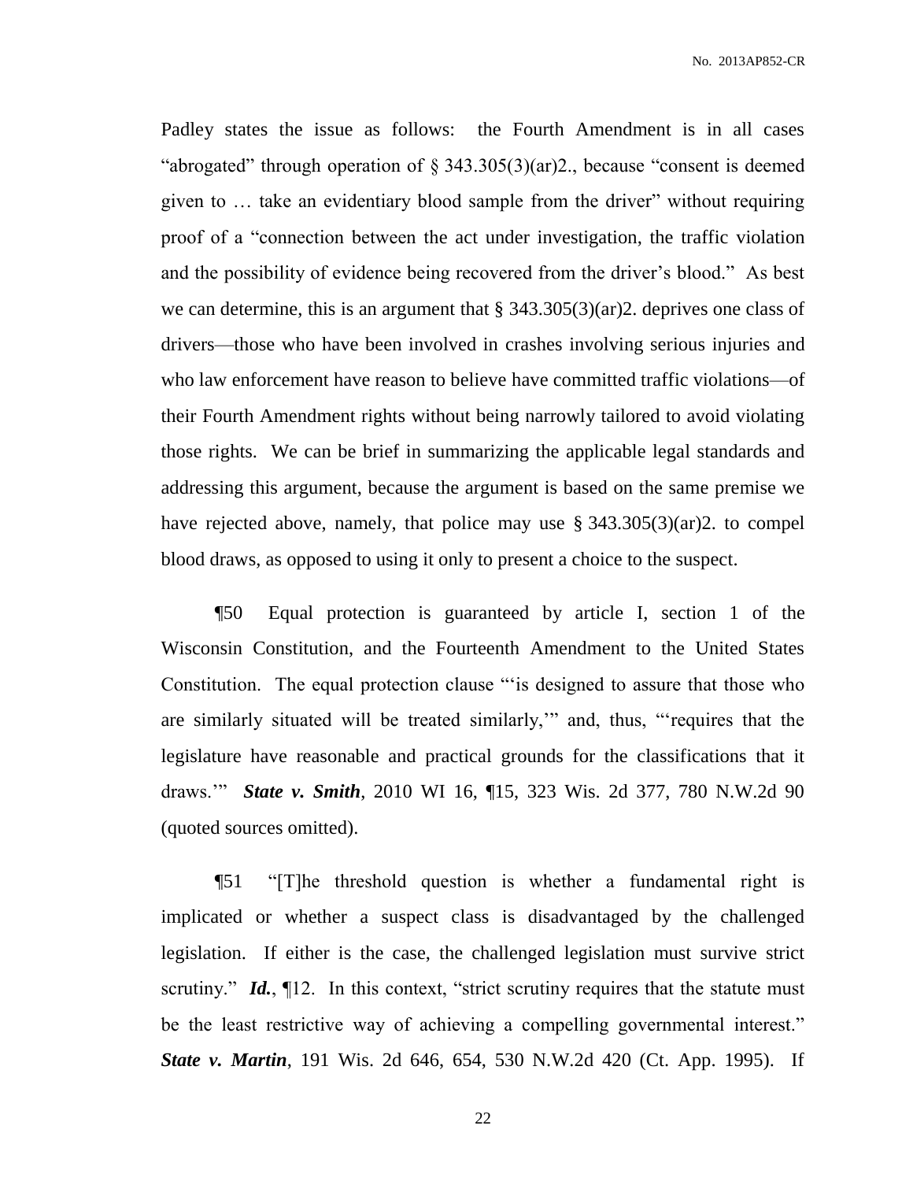Padley states the issue as follows: the Fourth Amendment is in all cases "abrogated" through operation of § 343.305(3)(ar)2., because "consent is deemed given to … take an evidentiary blood sample from the driver" without requiring proof of a "connection between the act under investigation, the traffic violation and the possibility of evidence being recovered from the driver's blood." As best we can determine, this is an argument that § 343.305(3)(ar)2. deprives one class of drivers—those who have been involved in crashes involving serious injuries and who law enforcement have reason to believe have committed traffic violations—of their Fourth Amendment rights without being narrowly tailored to avoid violating those rights. We can be brief in summarizing the applicable legal standards and addressing this argument, because the argument is based on the same premise we have rejected above, namely, that police may use § 343.305(3)(ar)2. to compel blood draws, as opposed to using it only to present a choice to the suspect.

¶50 Equal protection is guaranteed by article I, section 1 of the Wisconsin Constitution, and the Fourteenth Amendment to the United States Constitution. The equal protection clause "'is designed to assure that those who are similarly situated will be treated similarly,'" and, thus, "'requires that the legislature have reasonable and practical grounds for the classifications that it draws.'" ***State v. Smith***, 2010 WI 16, ¶15, 323 Wis. 2d 377, 780 N.W.2d 90 (quoted sources omitted).

¶51 "[T]he threshold question is whether a fundamental right is implicated or whether a suspect class is disadvantaged by the challenged legislation. If either is the case, the challenged legislation must survive strict scrutiny." ***Id.***, ¶12. In this context, "strict scrutiny requires that the statute must be the least restrictive way of achieving a compelling governmental interest." ***State v. Martin***, 191 Wis. 2d 646, 654, 530 N.W.2d 420 (Ct. App. 1995). If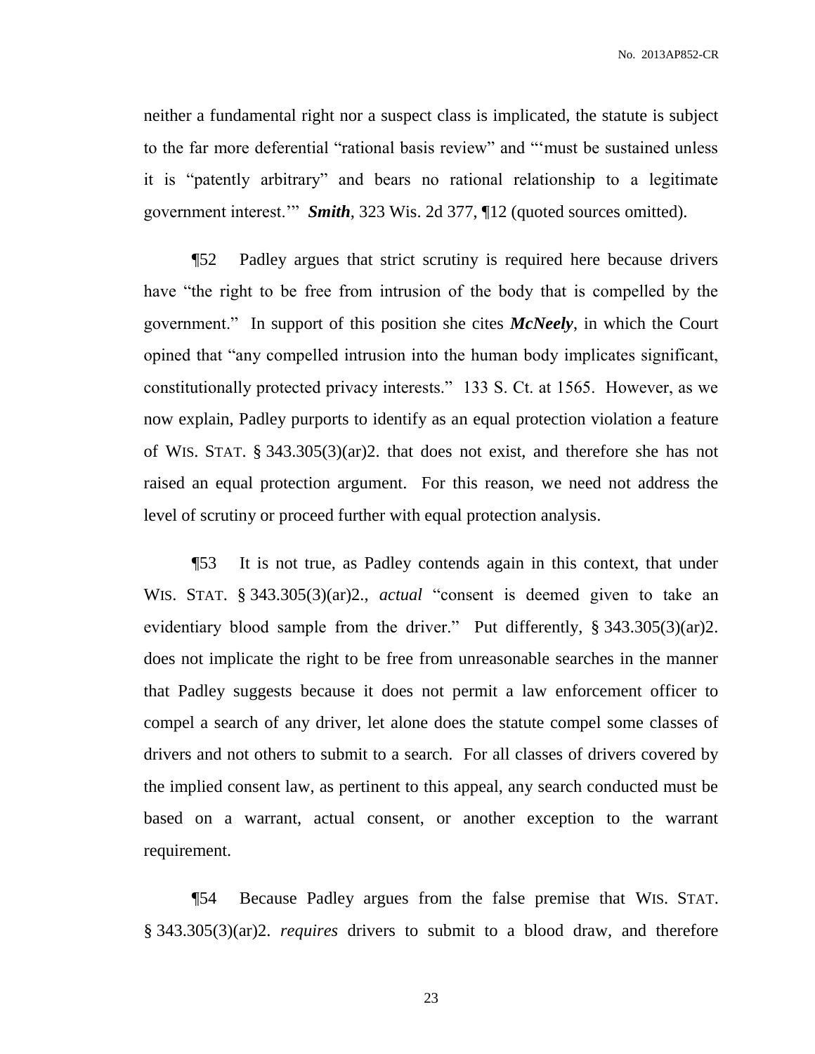neither a fundamental right nor a suspect class is implicated, the statute is subject to the far more deferential "rational basis review" and "'must be sustained unless it is "patently arbitrary" and bears no rational relationship to a legitimate government interest.'" ***Smith***, 323 Wis. 2d 377, ¶12 (quoted sources omitted).

¶52 Padley argues that strict scrutiny is required here because drivers have "the right to be free from intrusion of the body that is compelled by the government." In support of this position she cites ***McNeely***, in which the Court opined that "any compelled intrusion into the human body implicates significant, constitutionally protected privacy interests." 133 S. Ct. at 1565. However, as we now explain, Padley purports to identify as an equal protection violation a feature of WIS. STAT. § 343.305(3)(ar)2. that does not exist, and therefore she has not raised an equal protection argument. For this reason, we need not address the level of scrutiny or proceed further with equal protection analysis.

¶53 It is not true, as Padley contends again in this context, that under WIS. STAT. § 343.305(3)(ar)2., *actual* "consent is deemed given to take an evidentiary blood sample from the driver." Put differently, § 343.305(3)(ar)2. does not implicate the right to be free from unreasonable searches in the manner that Padley suggests because it does not permit a law enforcement officer to compel a search of any driver, let alone does the statute compel some classes of drivers and not others to submit to a search. For all classes of drivers covered by the implied consent law, as pertinent to this appeal, any search conducted must be based on a warrant, actual consent, or another exception to the warrant requirement.

¶54 Because Padley argues from the false premise that WIS. STAT. § 343.305(3)(ar)2. *requires* drivers to submit to a blood draw, and therefore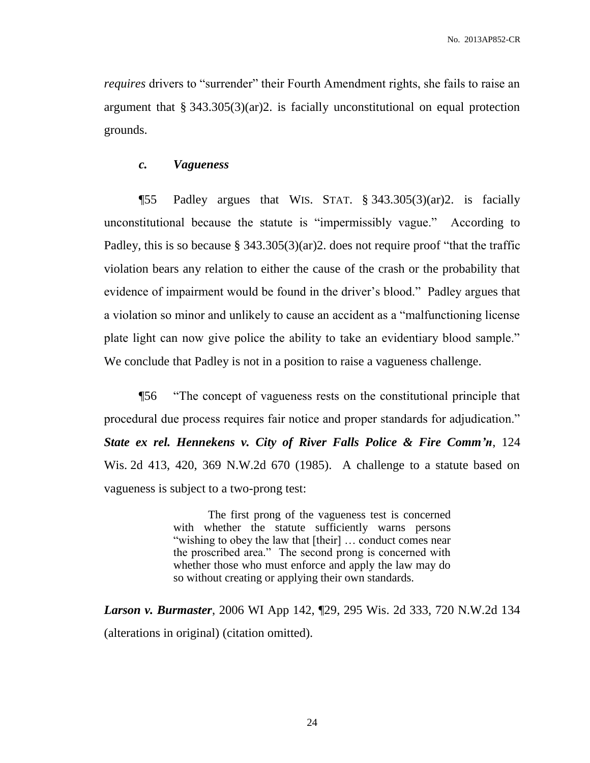*requires* drivers to "surrender" their Fourth Amendment rights, she fails to raise an argument that § 343.305(3)(ar)2. is facially unconstitutional on equal protection grounds.

### *c. Vagueness*

¶55 Padley argues that WIS. STAT. § 343.305(3)(ar)2. is facially unconstitutional because the statute is "impermissibly vague." According to Padley, this is so because § 343.305(3)(ar)2. does not require proof "that the traffic violation bears any relation to either the cause of the crash or the probability that evidence of impairment would be found in the driver's blood." Padley argues that a violation so minor and unlikely to cause an accident as a "malfunctioning license plate light can now give police the ability to take an evidentiary blood sample." We conclude that Padley is not in a position to raise a vagueness challenge.

¶56 "The concept of vagueness rests on the constitutional principle that procedural due process requires fair notice and proper standards for adjudication." ***State ex rel. Hennekens v. City of River Falls Police & Fire Comm'n***, 124 Wis. 2d 413, 420, 369 N.W.2d 670 (1985). A challenge to a statute based on vagueness is subject to a two-prong test:

> The first prong of the vagueness test is concerned with whether the statute sufficiently warns persons "wishing to obey the law that [their] … conduct comes near the proscribed area." The second prong is concerned with whether those who must enforce and apply the law may do so without creating or applying their own standards.

***Larson v. Burmaster***, 2006 WI App 142, ¶29, 295 Wis. 2d 333, 720 N.W.2d 134 (alterations in original) (citation omitted).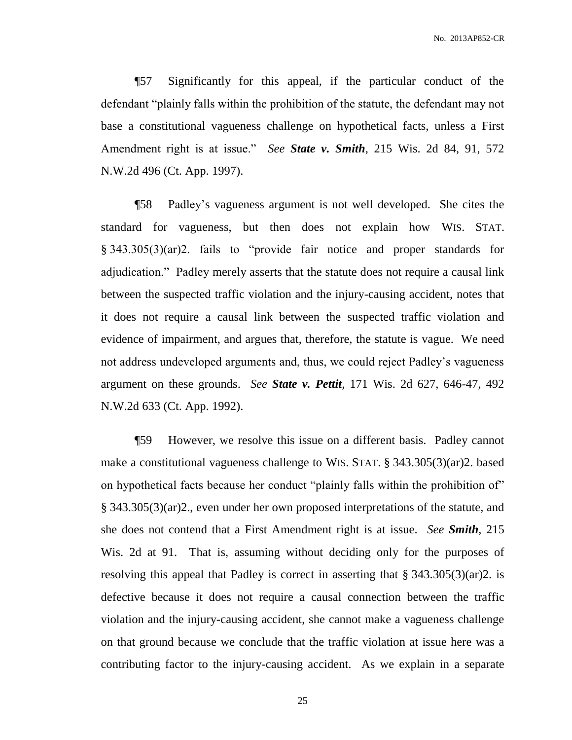¶57 Significantly for this appeal, if the particular conduct of the defendant "plainly falls within the prohibition of the statute, the defendant may not base a constitutional vagueness challenge on hypothetical facts, unless a First Amendment right is at issue." *See* ***State v. Smith***, 215 Wis. 2d 84, 91, 572 N.W.2d 496 (Ct. App. 1997).

¶58 Padley's vagueness argument is not well developed. She cites the standard for vagueness, but then does not explain how WIS. STAT. § 343.305(3)(ar)2. fails to "provide fair notice and proper standards for adjudication." Padley merely asserts that the statute does not require a causal link between the suspected traffic violation and the injury-causing accident, notes that it does not require a causal link between the suspected traffic violation and evidence of impairment, and argues that, therefore, the statute is vague. We need not address undeveloped arguments and, thus, we could reject Padley's vagueness argument on these grounds. *See* ***State v. Pettit***, 171 Wis. 2d 627, 646-47, 492 N.W.2d 633 (Ct. App. 1992).

¶59 However, we resolve this issue on a different basis. Padley cannot make a constitutional vagueness challenge to WIS. STAT. § 343.305(3)(ar)2. based on hypothetical facts because her conduct "plainly falls within the prohibition of" § 343.305(3)(ar)2., even under her own proposed interpretations of the statute, and she does not contend that a First Amendment right is at issue. *See* ***Smith***, 215 Wis. 2d at 91. That is, assuming without deciding only for the purposes of resolving this appeal that Padley is correct in asserting that § 343.305(3)(ar)2. is defective because it does not require a causal connection between the traffic violation and the injury-causing accident, she cannot make a vagueness challenge on that ground because we conclude that the traffic violation at issue here was a contributing factor to the injury-causing accident. As we explain in a separate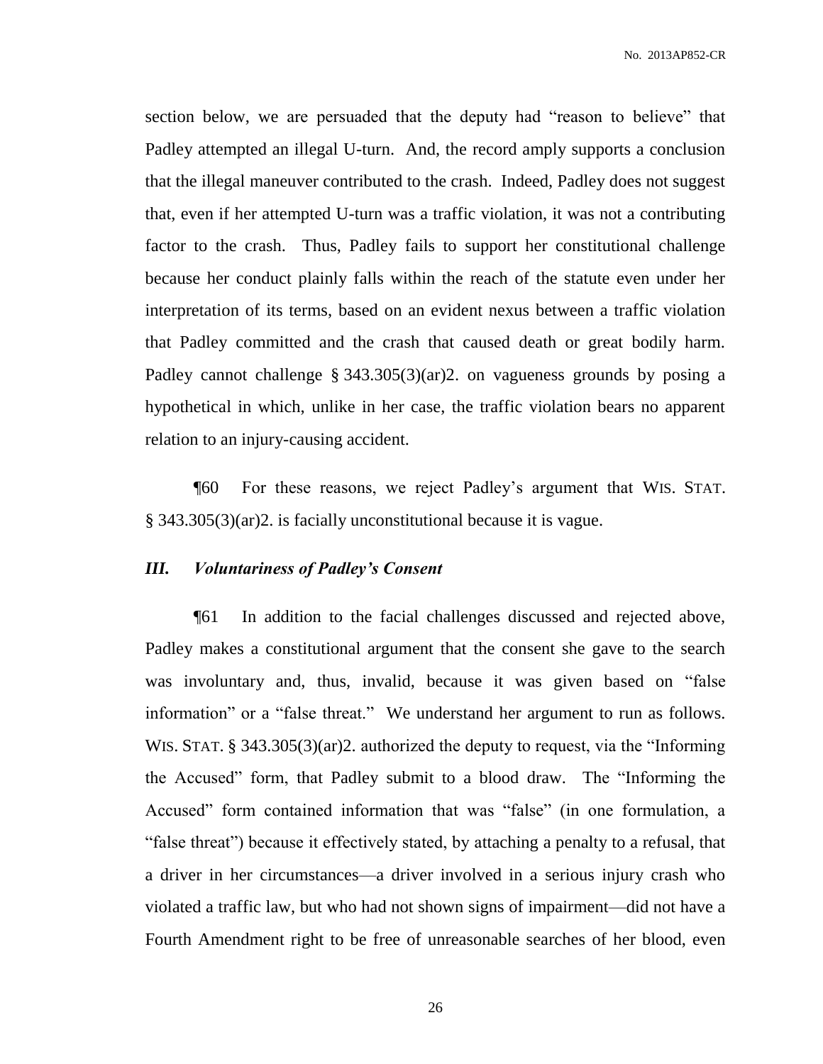section below, we are persuaded that the deputy had "reason to believe" that Padley attempted an illegal U-turn. And, the record amply supports a conclusion that the illegal maneuver contributed to the crash. Indeed, Padley does not suggest that, even if her attempted U-turn was a traffic violation, it was not a contributing factor to the crash. Thus, Padley fails to support her constitutional challenge because her conduct plainly falls within the reach of the statute even under her interpretation of its terms, based on an evident nexus between a traffic violation that Padley committed and the crash that caused death or great bodily harm. Padley cannot challenge § 343.305(3)(ar)2. on vagueness grounds by posing a hypothetical in which, unlike in her case, the traffic violation bears no apparent relation to an injury-causing accident.

¶60 For these reasons, we reject Padley's argument that WIS. STAT. § 343.305(3)(ar)2. is facially unconstitutional because it is vague.

### *III. Voluntariness of Padley's Consent*

¶61 In addition to the facial challenges discussed and rejected above, Padley makes a constitutional argument that the consent she gave to the search was involuntary and, thus, invalid, because it was given based on "false information" or a "false threat." We understand her argument to run as follows. WIS. STAT. § 343.305(3)(ar)2. authorized the deputy to request, via the "Informing the Accused" form, that Padley submit to a blood draw. The "Informing the Accused" form contained information that was "false" (in one formulation, a "false threat") because it effectively stated, by attaching a penalty to a refusal, that a driver in her circumstances—a driver involved in a serious injury crash who violated a traffic law, but who had not shown signs of impairment—did not have a Fourth Amendment right to be free of unreasonable searches of her blood, even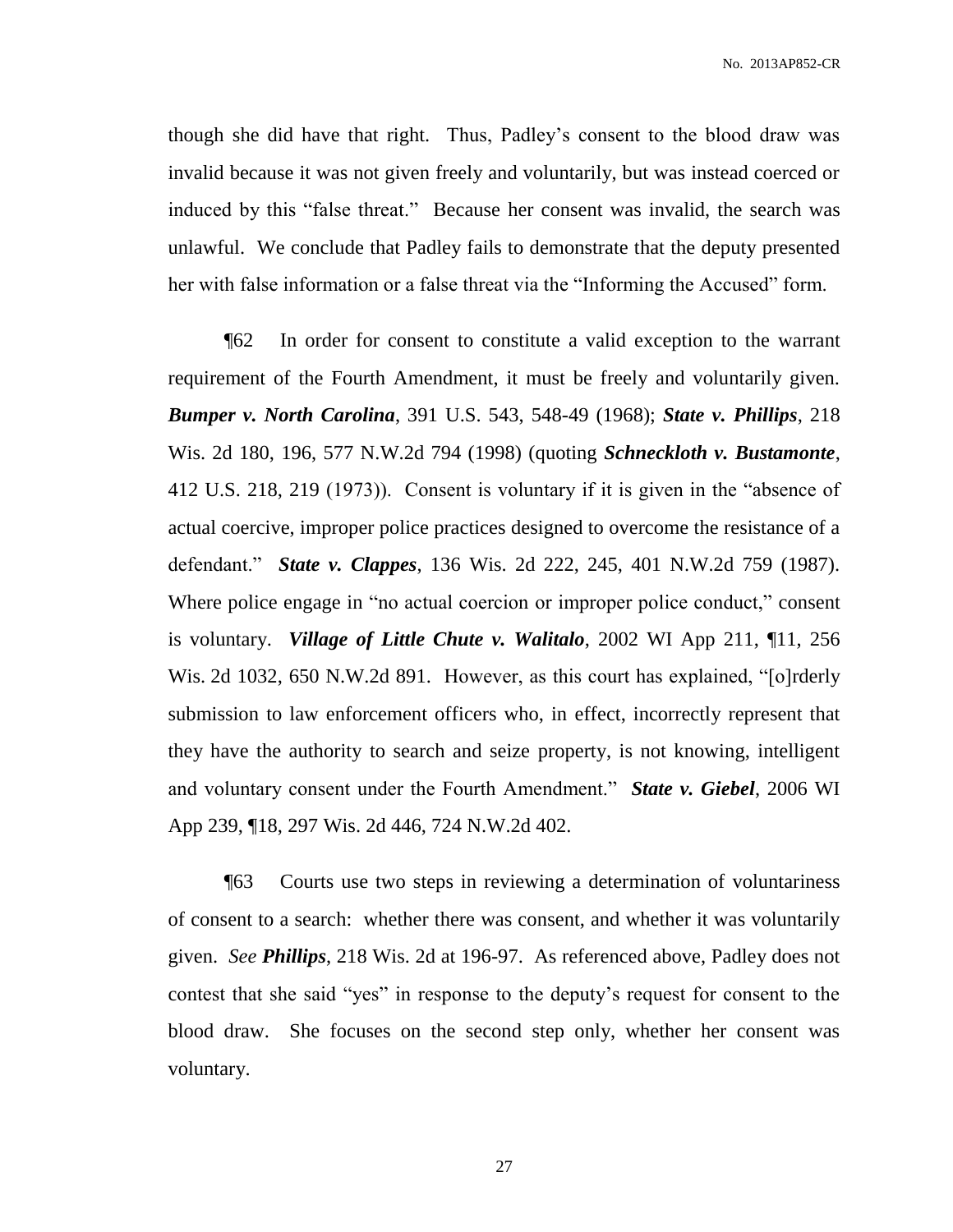though she did have that right. Thus, Padley's consent to the blood draw was invalid because it was not given freely and voluntarily, but was instead coerced or induced by this "false threat." Because her consent was invalid, the search was unlawful. We conclude that Padley fails to demonstrate that the deputy presented her with false information or a false threat via the "Informing the Accused" form.

¶62 In order for consent to constitute a valid exception to the warrant requirement of the Fourth Amendment, it must be freely and voluntarily given. ***Bumper v. North Carolina***, 391 U.S. 543, 548-49 (1968); ***State v. Phillips***, 218 Wis. 2d 180, 196, 577 N.W.2d 794 (1998) (quoting ***Schneckloth v. Bustamonte***, 412 U.S. 218, 219 (1973)). Consent is voluntary if it is given in the "absence of actual coercive, improper police practices designed to overcome the resistance of a defendant." ***State v. Clappes***, 136 Wis. 2d 222, 245, 401 N.W.2d 759 (1987). Where police engage in "no actual coercion or improper police conduct," consent is voluntary. ***Village of Little Chute v. Walitalo***, 2002 WI App 211, ¶11, 256 Wis. 2d 1032, 650 N.W.2d 891. However, as this court has explained, "[o]rderly submission to law enforcement officers who, in effect, incorrectly represent that they have the authority to search and seize property, is not knowing, intelligent and voluntary consent under the Fourth Amendment." ***State v. Giebel***, 2006 WI App 239, ¶18, 297 Wis. 2d 446, 724 N.W.2d 402.

¶63 Courts use two steps in reviewing a determination of voluntariness of consent to a search: whether there was consent, and whether it was voluntarily given. *See* ***Phillips***, 218 Wis. 2d at 196-97. As referenced above, Padley does not contest that she said "yes" in response to the deputy's request for consent to the blood draw. She focuses on the second step only, whether her consent was voluntary.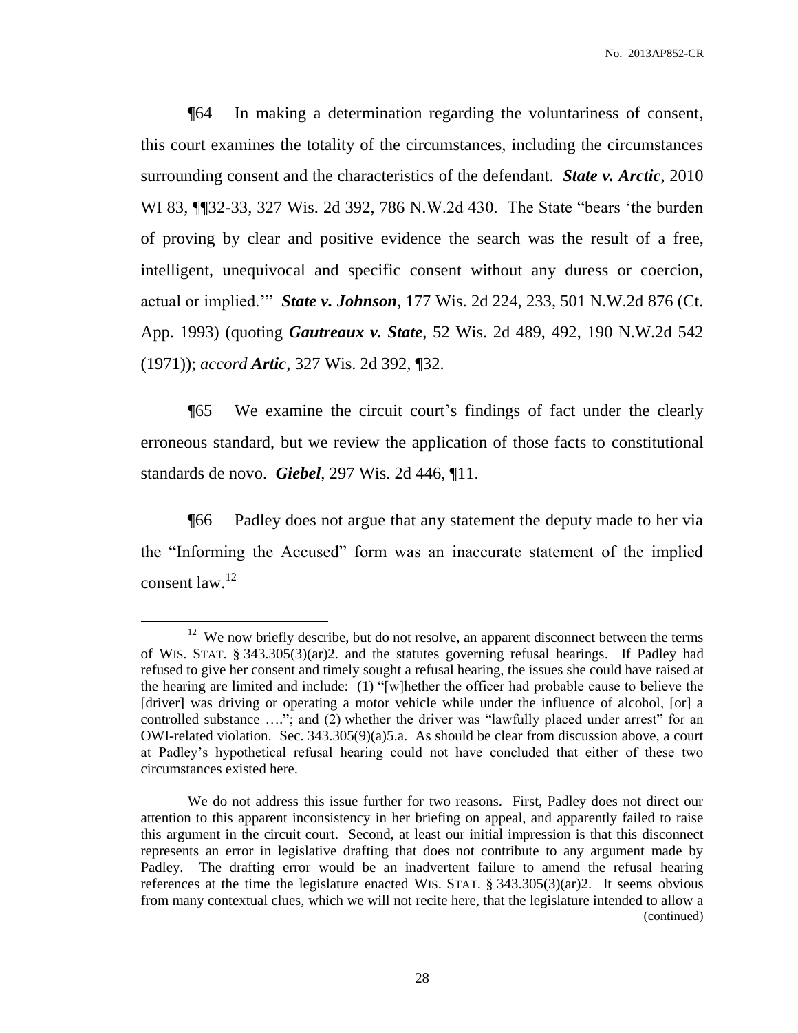¶64 In making a determination regarding the voluntariness of consent, this court examines the totality of the circumstances, including the circumstances surrounding consent and the characteristics of the defendant. ***State v. Arctic***, 2010 WI 83, ¶¶32-33, 327 Wis. 2d 392, 786 N.W.2d 430. The State "bears 'the burden of proving by clear and positive evidence the search was the result of a free, intelligent, unequivocal and specific consent without any duress or coercion, actual or implied.'" ***State v. Johnson***, 177 Wis. 2d 224, 233, 501 N.W.2d 876 (Ct. App. 1993) (quoting ***Gautreaux v. State***, 52 Wis. 2d 489, 492, 190 N.W.2d 542 (1971)); *accord* ***Artic***, 327 Wis. 2d 392, ¶32.

¶65 We examine the circuit court's findings of fact under the clearly erroneous standard, but we review the application of those facts to constitutional standards de novo. ***Giebel***, 297 Wis. 2d 446, ¶11.

¶66 Padley does not argue that any statement the deputy made to her via the "Informing the Accused" form was an inaccurate statement of the implied consent law.[12]

---

[12] We now briefly describe, but do not resolve, an apparent disconnect between the terms of WIS. STAT. § 343.305(3)(ar)2. and the statutes governing refusal hearings. If Padley had refused to give her consent and timely sought a refusal hearing, the issues she could have raised at the hearing are limited and include: (1) "[w]hether the officer had probable cause to believe the [driver] was driving or operating a motor vehicle while under the influence of alcohol, [or] a controlled substance …."; and (2) whether the driver was "lawfully placed under arrest" for an OWI-related violation. Sec. 343.305(9)(a)5.a. As should be clear from discussion above, a court at Padley's hypothetical refusal hearing could not have concluded that either of these two circumstances existed here.

We do not address this issue further for two reasons. First, Padley does not direct our attention to this apparent inconsistency in her briefing on appeal, and apparently failed to raise this argument in the circuit court. Second, at least our initial impression is that this disconnect represents an error in legislative drafting that does not contribute to any argument made by Padley. The drafting error would be an inadvertent failure to amend the refusal hearing references at the time the legislature enacted WIS. STAT. § 343.305(3)(ar)2. It seems obvious from many contextual clues, which we will not recite here, that the legislature intended to allow a

(continued)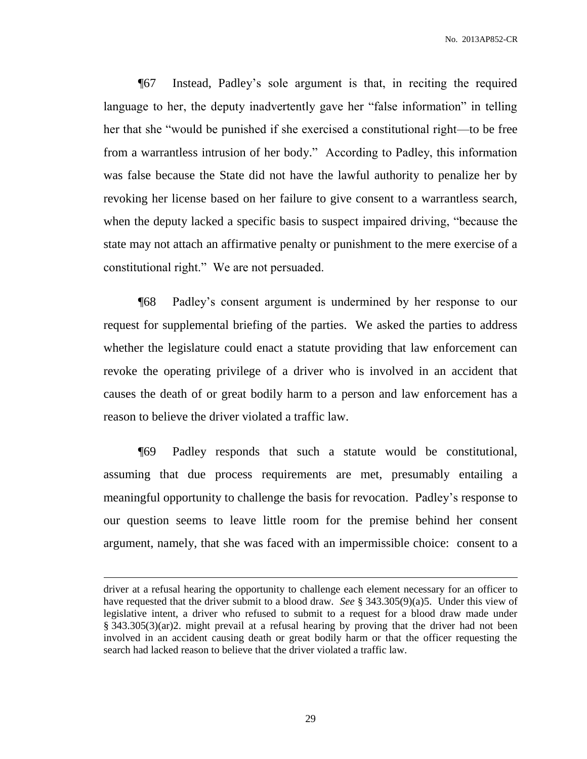¶67 Instead, Padley's sole argument is that, in reciting the required language to her, the deputy inadvertently gave her "false information" in telling her that she "would be punished if she exercised a constitutional right—to be free from a warrantless intrusion of her body." According to Padley, this information was false because the State did not have the lawful authority to penalize her by revoking her license based on her failure to give consent to a warrantless search, when the deputy lacked a specific basis to suspect impaired driving, "because the state may not attach an affirmative penalty or punishment to the mere exercise of a constitutional right." We are not persuaded.

¶68 Padley's consent argument is undermined by her response to our request for supplemental briefing of the parties. We asked the parties to address whether the legislature could enact a statute providing that law enforcement can revoke the operating privilege of a driver who is involved in an accident that causes the death of or great bodily harm to a person and law enforcement has a reason to believe the driver violated a traffic law.

¶69 Padley responds that such a statute would be constitutional, assuming that due process requirements are met, presumably entailing a meaningful opportunity to challenge the basis for revocation. Padley's response to our question seems to leave little room for the premise behind her consent argument, namely, that she was faced with an impermissible choice: consent to a

---

driver at a refusal hearing the opportunity to challenge each element necessary for an officer to have requested that the driver submit to a blood draw. *See* § 343.305(9)(a)5. Under this view of legislative intent, a driver who refused to submit to a request for a blood draw made under § 343.305(3)(ar)2. might prevail at a refusal hearing by proving that the driver had not been involved in an accident causing death or great bodily harm or that the officer requesting the search had lacked reason to believe that the driver violated a traffic law.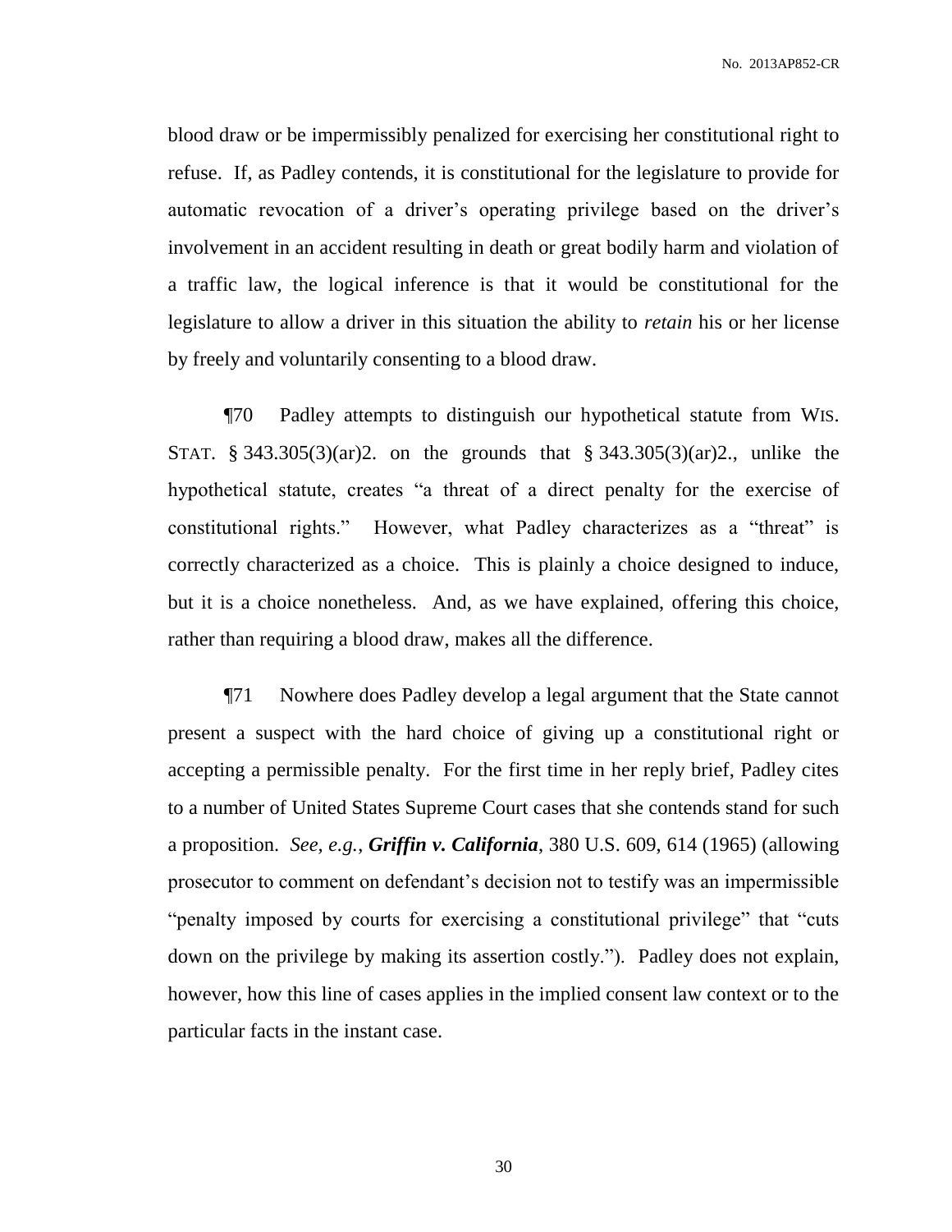blood draw or be impermissibly penalized for exercising her constitutional right to refuse. If, as Padley contends, it is constitutional for the legislature to provide for automatic revocation of a driver's operating privilege based on the driver's involvement in an accident resulting in death or great bodily harm and violation of a traffic law, the logical inference is that it would be constitutional for the legislature to allow a driver in this situation the ability to *retain* his or her license by freely and voluntarily consenting to a blood draw.

¶70 Padley attempts to distinguish our hypothetical statute from WIS. STAT. § 343.305(3)(ar)2. on the grounds that § 343.305(3)(ar)2., unlike the hypothetical statute, creates "a threat of a direct penalty for the exercise of constitutional rights." However, what Padley characterizes as a "threat" is correctly characterized as a choice. This is plainly a choice designed to induce, but it is a choice nonetheless. And, as we have explained, offering this choice, rather than requiring a blood draw, makes all the difference.

¶71 Nowhere does Padley develop a legal argument that the State cannot present a suspect with the hard choice of giving up a constitutional right or accepting a permissible penalty. For the first time in her reply brief, Padley cites to a number of United States Supreme Court cases that she contends stand for such a proposition. *See, e.g.*, ***Griffin v. California***, 380 U.S. 609, 614 (1965) (allowing prosecutor to comment on defendant's decision not to testify was an impermissible "penalty imposed by courts for exercising a constitutional privilege" that "cuts down on the privilege by making its assertion costly."). Padley does not explain, however, how this line of cases applies in the implied consent law context or to the particular facts in the instant case.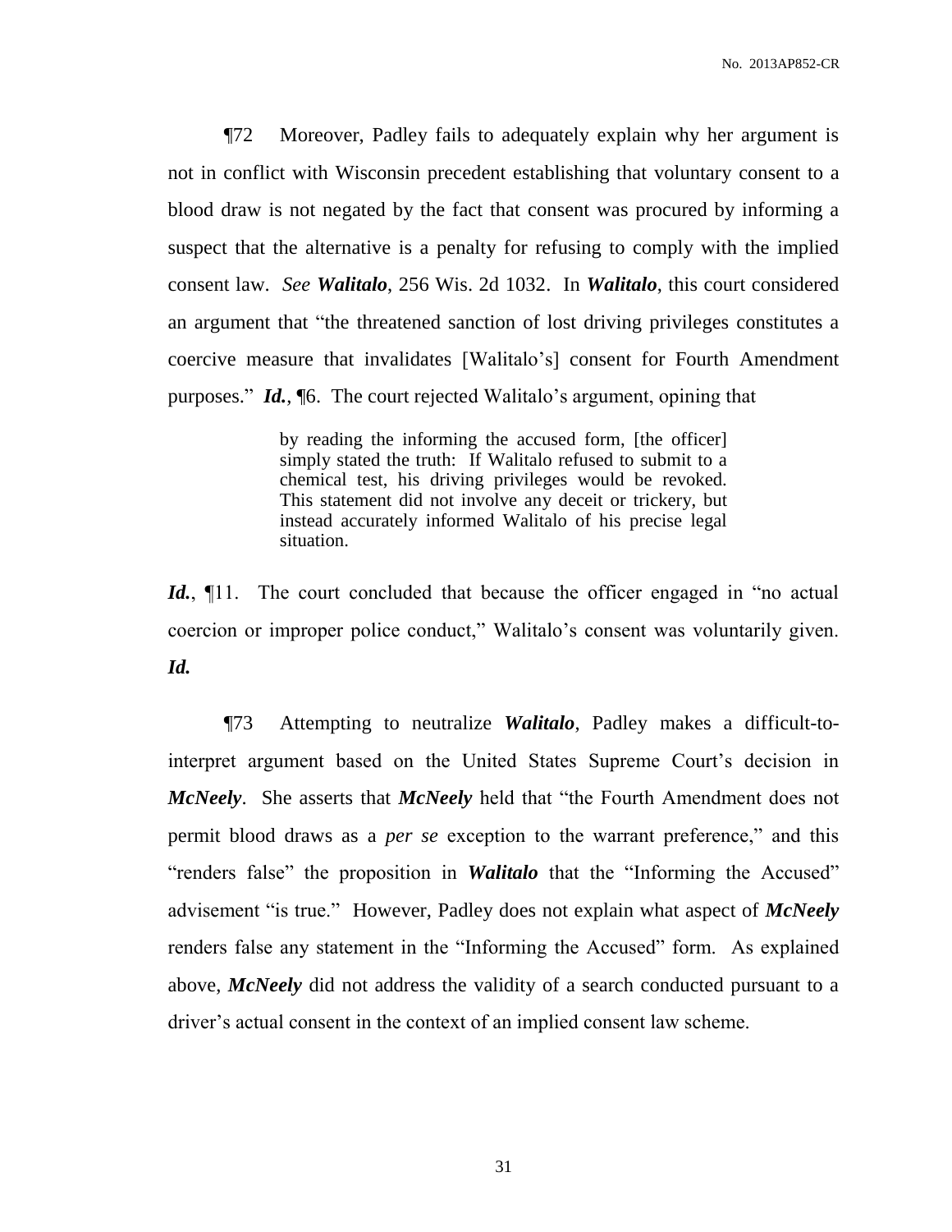¶72 Moreover, Padley fails to adequately explain why her argument is not in conflict with Wisconsin precedent establishing that voluntary consent to a blood draw is not negated by the fact that consent was procured by informing a suspect that the alternative is a penalty for refusing to comply with the implied consent law. *See* ***Walitalo***, 256 Wis. 2d 1032. In ***Walitalo***, this court considered an argument that "the threatened sanction of lost driving privileges constitutes a coercive measure that invalidates [Walitalo's] consent for Fourth Amendment purposes." ***Id.***, ¶6. The court rejected Walitalo's argument, opining that

> by reading the informing the accused form, [the officer] simply stated the truth: If Walitalo refused to submit to a chemical test, his driving privileges would be revoked. This statement did not involve any deceit or trickery, but instead accurately informed Walitalo of his precise legal situation.

***Id.***, ¶11. The court concluded that because the officer engaged in "no actual coercion or improper police conduct," Walitalo's consent was voluntarily given. ***Id.***

¶73 Attempting to neutralize ***Walitalo***, Padley makes a difficult-to-interpret argument based on the United States Supreme Court's decision in ***McNeely***. She asserts that ***McNeely*** held that "the Fourth Amendment does not permit blood draws as a *per se* exception to the warrant preference," and this "renders false" the proposition in ***Walitalo*** that the "Informing the Accused" advisement "is true." However, Padley does not explain what aspect of ***McNeely*** renders false any statement in the "Informing the Accused" form. As explained above, ***McNeely*** did not address the validity of a search conducted pursuant to a driver's actual consent in the context of an implied consent law scheme.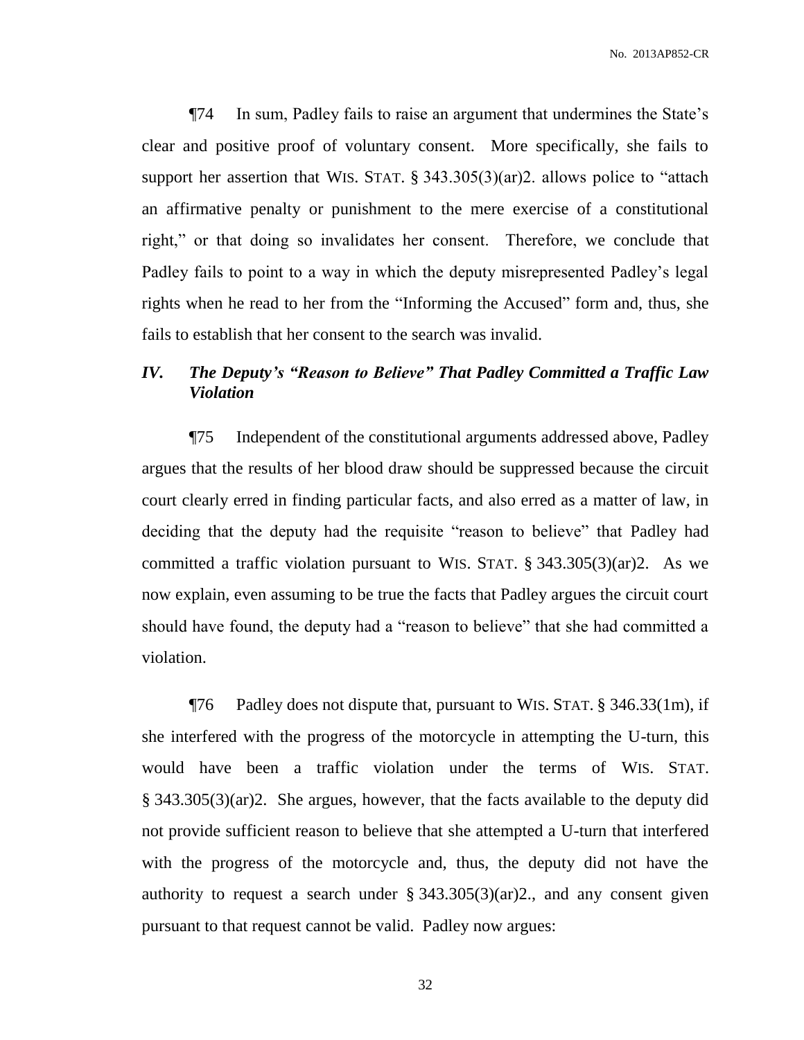¶74 In sum, Padley fails to raise an argument that undermines the State's clear and positive proof of voluntary consent. More specifically, she fails to support her assertion that WIS. STAT. § 343.305(3)(ar)2. allows police to "attach an affirmative penalty or punishment to the mere exercise of a constitutional right," or that doing so invalidates her consent. Therefore, we conclude that Padley fails to point to a way in which the deputy misrepresented Padley's legal rights when he read to her from the "Informing the Accused" form and, thus, she fails to establish that her consent to the search was invalid.

## *IV. The Deputy's "Reason to Believe" That Padley Committed a Traffic Law Violation*

¶75 Independent of the constitutional arguments addressed above, Padley argues that the results of her blood draw should be suppressed because the circuit court clearly erred in finding particular facts, and also erred as a matter of law, in deciding that the deputy had the requisite "reason to believe" that Padley had committed a traffic violation pursuant to WIS. STAT. § 343.305(3)(ar)2. As we now explain, even assuming to be true the facts that Padley argues the circuit court should have found, the deputy had a "reason to believe" that she had committed a violation.

¶76 Padley does not dispute that, pursuant to WIS. STAT. § 346.33(1m), if she interfered with the progress of the motorcycle in attempting the U-turn, this would have been a traffic violation under the terms of WIS. STAT. § 343.305(3)(ar)2. She argues, however, that the facts available to the deputy did not provide sufficient reason to believe that she attempted a U-turn that interfered with the progress of the motorcycle and, thus, the deputy did not have the authority to request a search under § 343.305(3)(ar)2., and any consent given pursuant to that request cannot be valid. Padley now argues: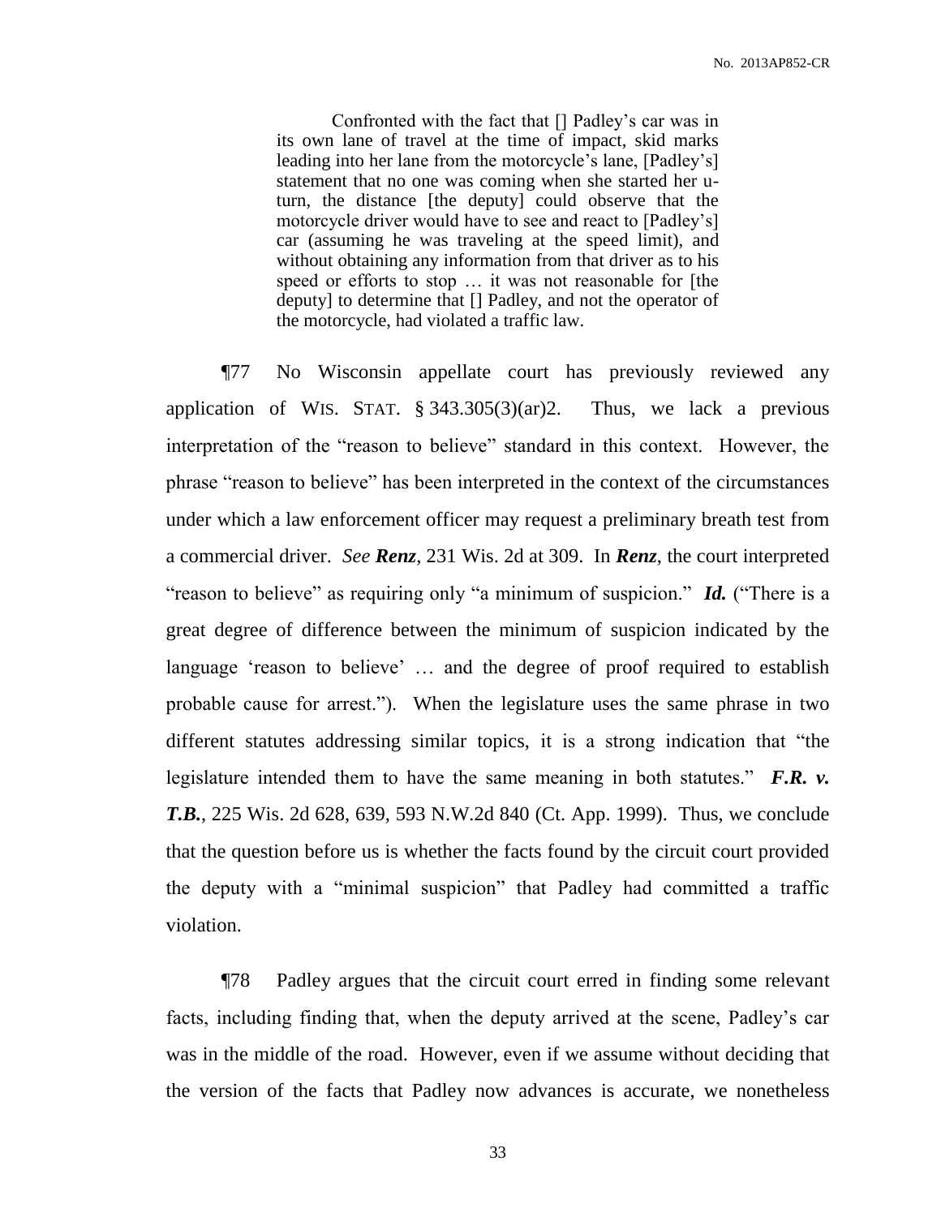> Confronted with the fact that [] Padley's car was in its own lane of travel at the time of impact, skid marks leading into her lane from the motorcycle's lane, [Padley's] statement that no one was coming when she started her u-turn, the distance [the deputy] could observe that the motorcycle driver would have to see and react to [Padley's] car (assuming he was traveling at the speed limit), and without obtaining any information from that driver as to his speed or efforts to stop … it was not reasonable for [the deputy] to determine that [] Padley, and not the operator of the motorcycle, had violated a traffic law.

¶77 No Wisconsin appellate court has previously reviewed any application of WIS. STAT. § 343.305(3)(ar)2. Thus, we lack a previous interpretation of the "reason to believe" standard in this context. However, the phrase "reason to believe" has been interpreted in the context of the circumstances under which a law enforcement officer may request a preliminary breath test from a commercial driver. *See* ***Renz***, 231 Wis. 2d at 309. In ***Renz***, the court interpreted "reason to believe" as requiring only "a minimum of suspicion." ***Id.*** ("There is a great degree of difference between the minimum of suspicion indicated by the language 'reason to believe' … and the degree of proof required to establish probable cause for arrest."). When the legislature uses the same phrase in two different statutes addressing similar topics, it is a strong indication that "the legislature intended them to have the same meaning in both statutes." ***F.R. v. T.B.***, 225 Wis. 2d 628, 639, 593 N.W.2d 840 (Ct. App. 1999). Thus, we conclude that the question before us is whether the facts found by the circuit court provided the deputy with a "minimal suspicion" that Padley had committed a traffic violation.

¶78 Padley argues that the circuit court erred in finding some relevant facts, including finding that, when the deputy arrived at the scene, Padley's car was in the middle of the road. However, even if we assume without deciding that the version of the facts that Padley now advances is accurate, we nonetheless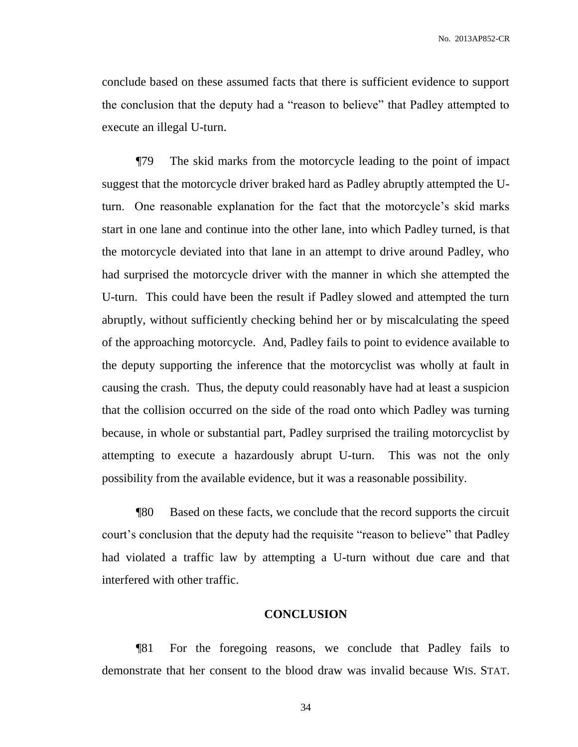conclude based on these assumed facts that there is sufficient evidence to support the conclusion that the deputy had a "reason to believe" that Padley attempted to execute an illegal U-turn.

¶79 The skid marks from the motorcycle leading to the point of impact suggest that the motorcycle driver braked hard as Padley abruptly attempted the U-turn. One reasonable explanation for the fact that the motorcycle's skid marks start in one lane and continue into the other lane, into which Padley turned, is that the motorcycle deviated into that lane in an attempt to drive around Padley, who had surprised the motorcycle driver with the manner in which she attempted the U-turn. This could have been the result if Padley slowed and attempted the turn abruptly, without sufficiently checking behind her or by miscalculating the speed of the approaching motorcycle. And, Padley fails to point to evidence available to the deputy supporting the inference that the motorcyclist was wholly at fault in causing the crash. Thus, the deputy could reasonably have had at least a suspicion that the collision occurred on the side of the road onto which Padley was turning because, in whole or substantial part, Padley surprised the trailing motorcyclist by attempting to execute a hazardously abrupt U-turn. This was not the only possibility from the available evidence, but it was a reasonable possibility.

¶80 Based on these facts, we conclude that the record supports the circuit court's conclusion that the deputy had the requisite "reason to believe" that Padley had violated a traffic law by attempting a U-turn without due care and that interfered with other traffic.

## CONCLUSION

¶81 For the foregoing reasons, we conclude that Padley fails to demonstrate that her consent to the blood draw was invalid because WIS. STAT.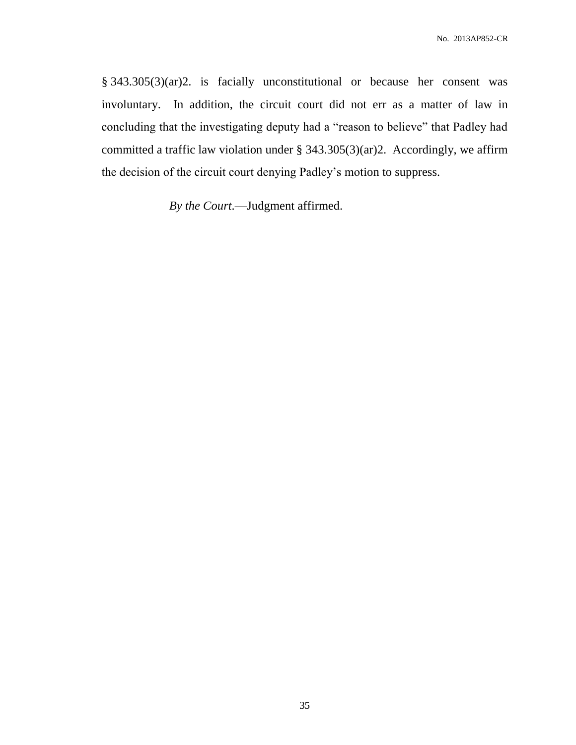§ 343.305(3)(ar)2. is facially unconstitutional or because her consent was involuntary. In addition, the circuit court did not err as a matter of law in concluding that the investigating deputy had a "reason to believe" that Padley had committed a traffic law violation under § 343.305(3)(ar)2. Accordingly, we affirm the decision of the circuit court denying Padley's motion to suppress.

*By the Court*.—Judgment affirmed.